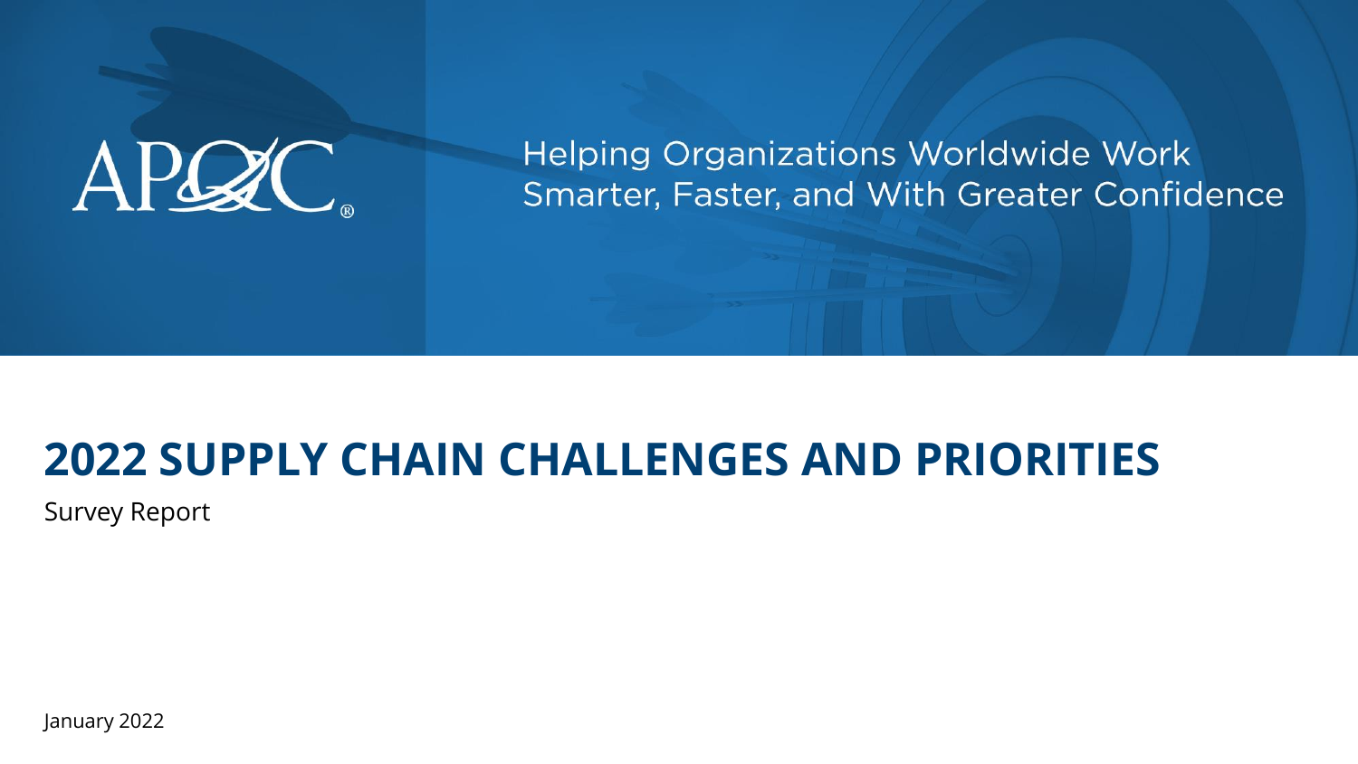APQC®

Helping Organizations Worldwide Work Smarter, Faster, and With Greater Confidence

# 2022 SUPPLY CHAIN CHALLENGES AND PRIORITIES

Survey Report

January 2022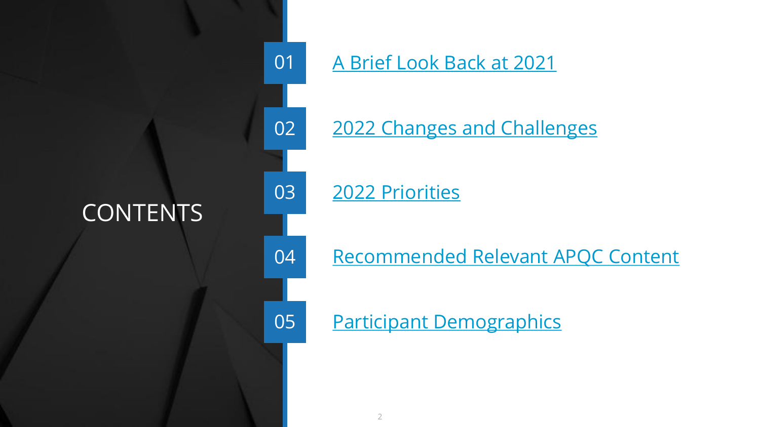# CONTENTS

01 A Brief Look Back at 2021

02 2022 Changes and Challenges

03 2022 Priorities

04 Recommended Relevant APQC Content

05 Participant Demographics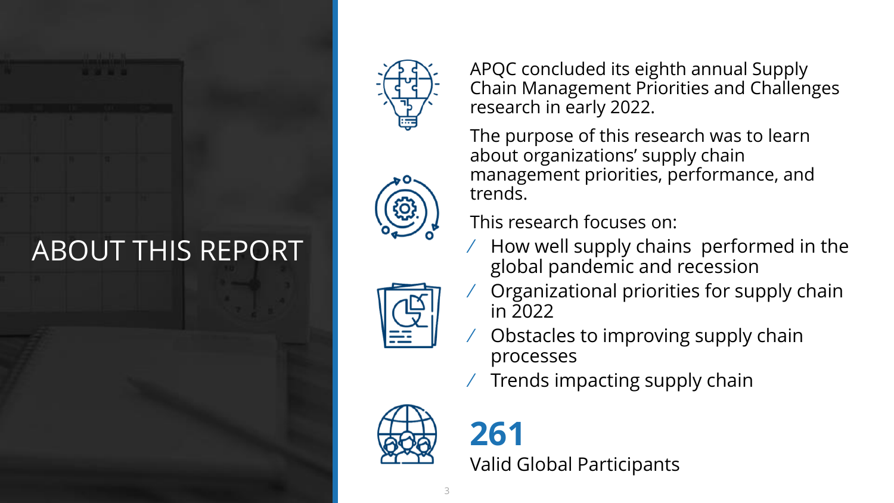# ABOUT THIS REPORT

APQC concluded its eighth annual Supply Chain Management Priorities and Challenges research in early 2022.

The purpose of this research was to learn about organizations' supply chain management priorities, performance, and trends.

This research focuses on:

- How well supply chains performed in the global pandemic and recession
- Organizational priorities for supply chain in 2022
- Obstacles to improving supply chain processes
- Trends impacting supply chain

**261**

Valid Global Participants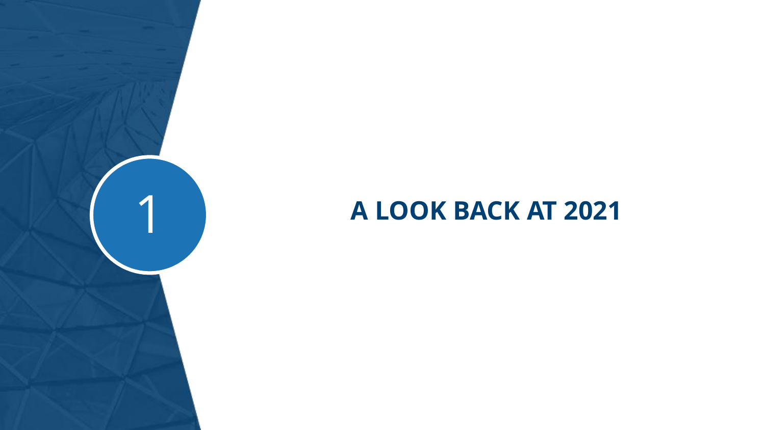1

# A LOOK BACK AT 2021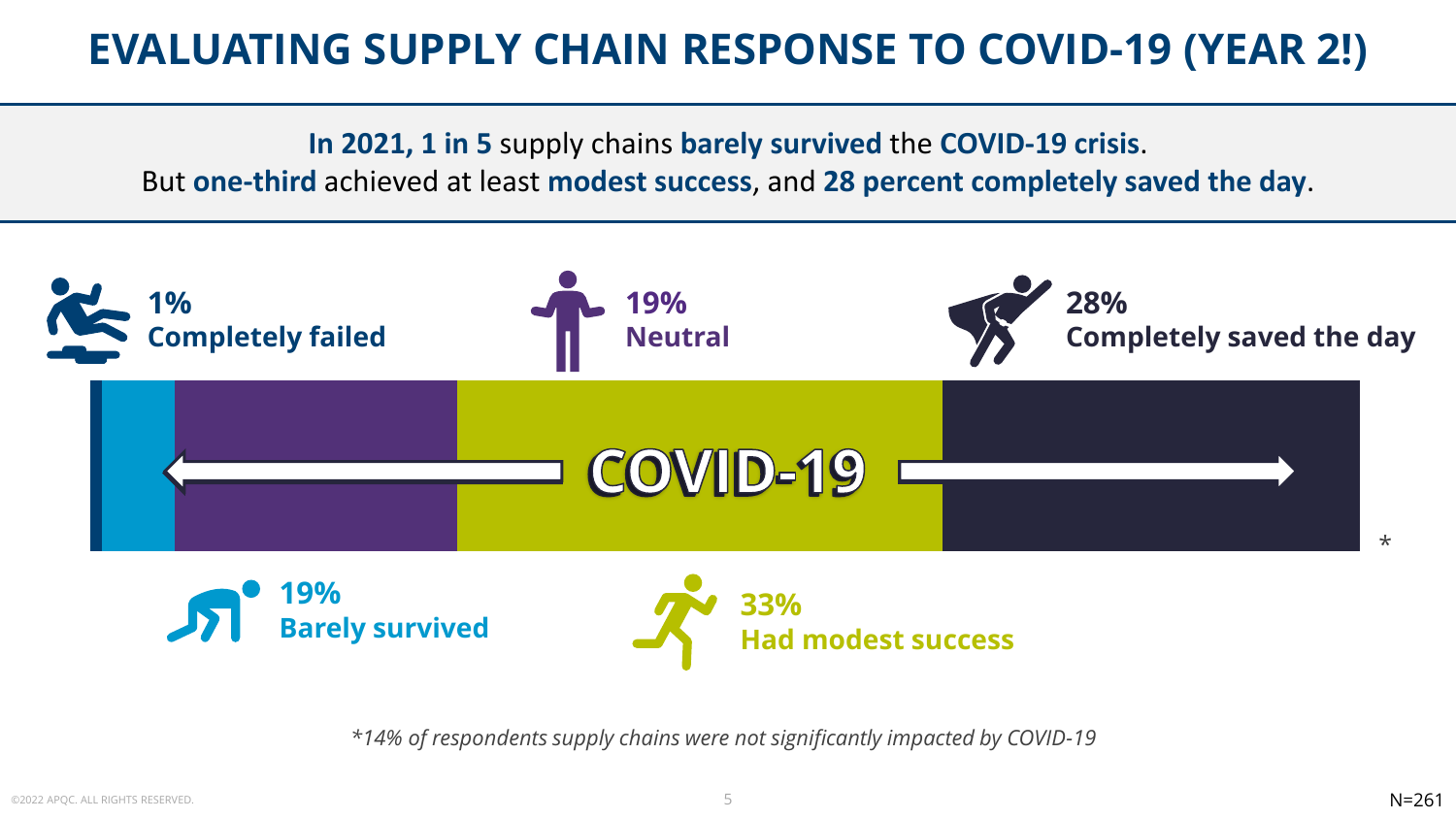# EVALUATING SUPPLY CHAIN RESPONSE TO COVID-19 (YEAR 2!)

**In 2021, 1 in 5** supply chains **barely survived** the **COVID-19 crisis**.
But **one-third** achieved at least **modest success**, and **28 percent completely saved the day**.

**1%**
**Completely failed**

**19%**
**Neutral**

**28%**
**Completely saved the day**

COVID-19

*

**19%**
**Barely survived**

**33%**
**Had modest success**

*\*14% of respondents supply chains were not significantly impacted by COVID-19*

©2022 APQC. ALL RIGHTS RESERVED.

N=261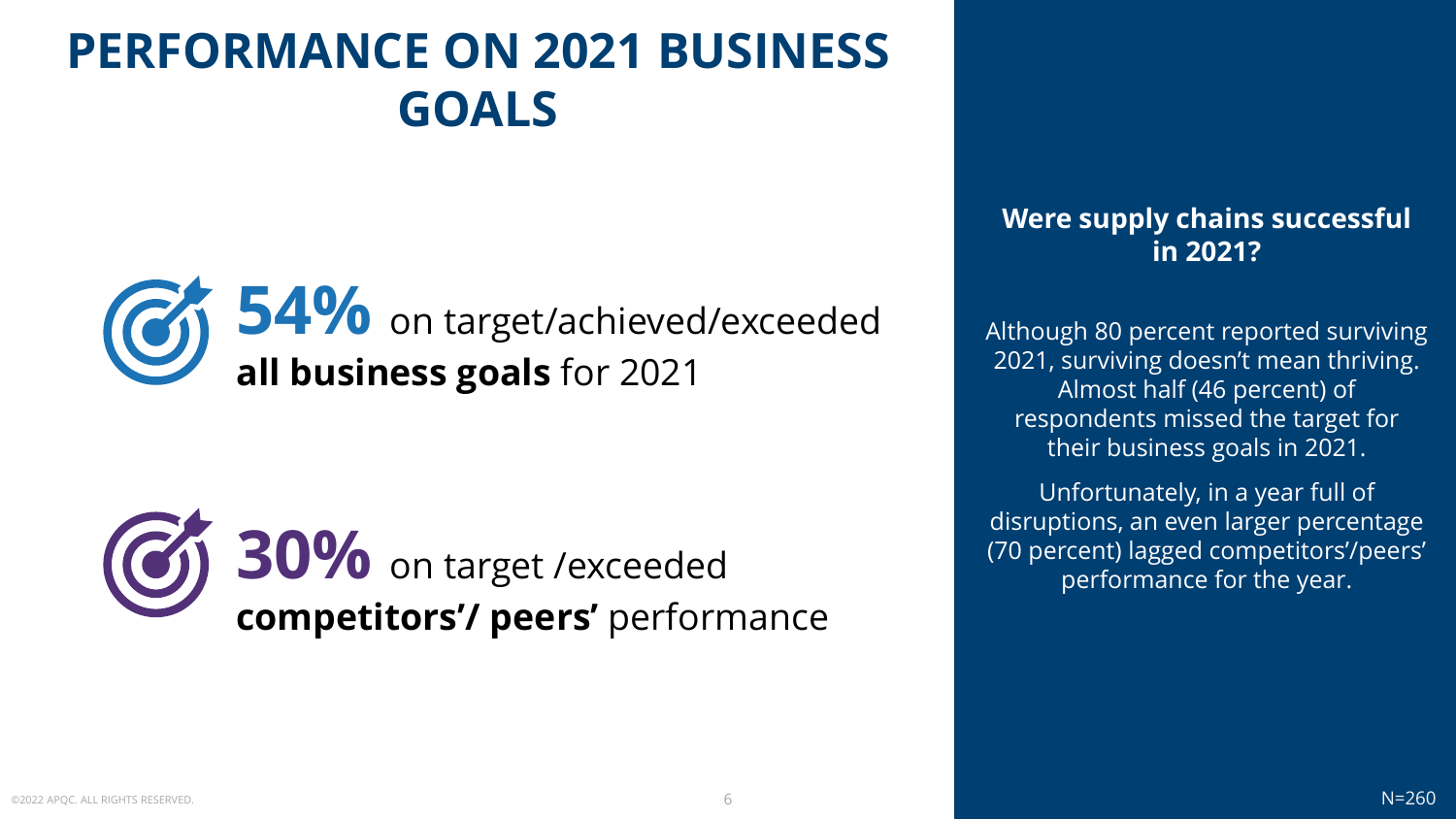# PERFORMANCE ON 2021 BUSINESS GOALS

**54%** on target/achieved/exceeded **all business goals** for 2021

**30%** on target /exceeded **competitors'/ peers'** performance

**Were supply chains successful in 2021?**

Although 80 percent reported surviving 2021, surviving doesn't mean thriving. Almost half (46 percent) of respondents missed the target for their business goals in 2021.

Unfortunately, in a year full of disruptions, an even larger percentage (70 percent) lagged competitors'/peers' performance for the year.

N=260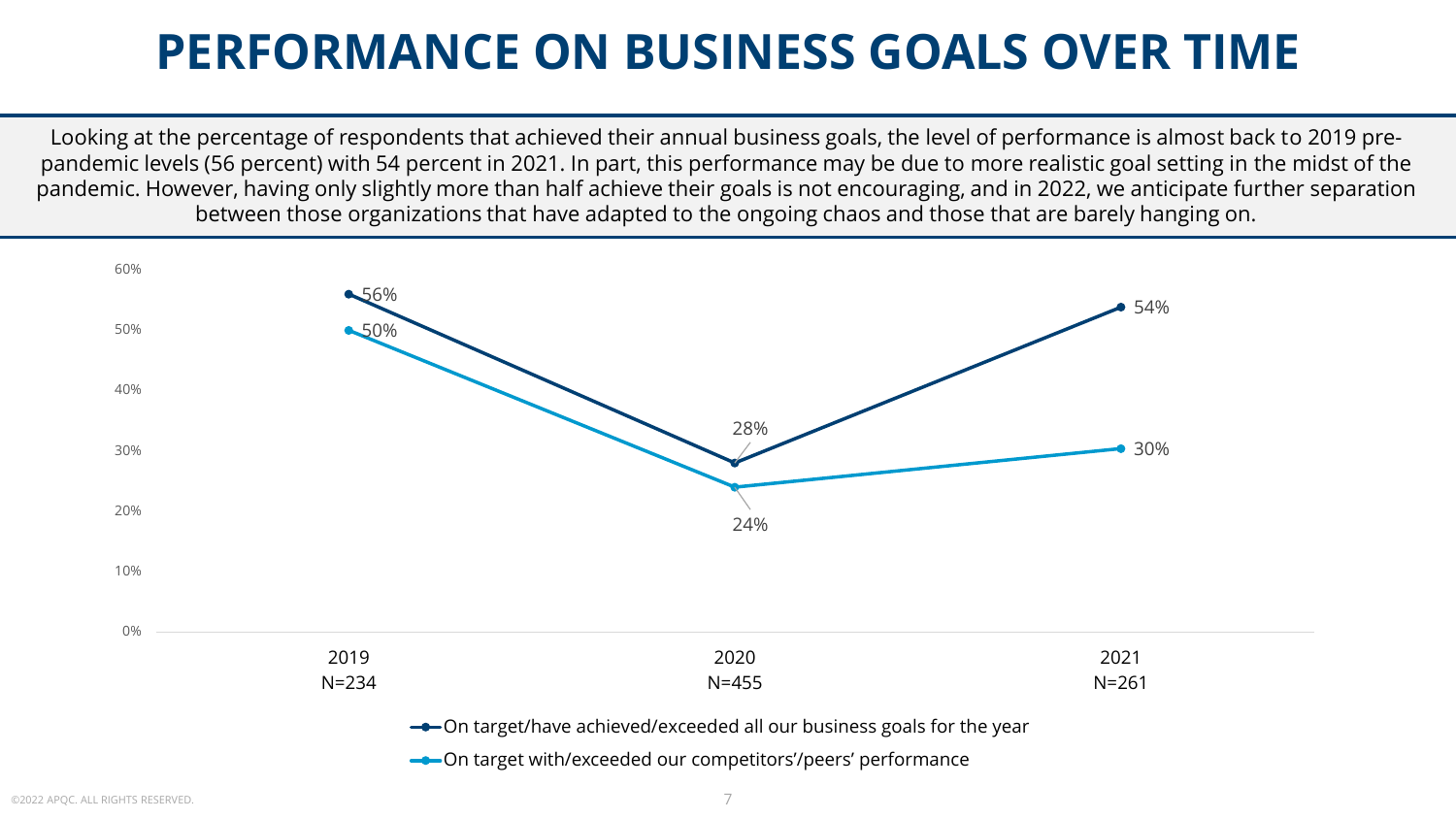# PERFORMANCE ON BUSINESS GOALS OVER TIME

Looking at the percentage of respondents that achieved their annual business goals, the level of performance is almost back to 2019 pre-pandemic levels (56 percent) with 54 percent in 2021. In part, this performance may be due to more realistic goal setting in the midst of the pandemic. However, having only slightly more than half achieve their goals is not encouraging, and in 2022, we anticipate further separation between those organizations that have adapted to the ongoing chaos and those that are barely hanging on.

| | 2019 N=234 | 2020 N=455 | 2021 N=261 |
|---|---|---|---|
| On target/have achieved/exceeded all our business goals for the year | 56% | 28% | 54% |
| On target with/exceeded our competitors'/peers' performance | 50% | 24% | 30% |

©2022 APQC. ALL RIGHTS RESERVED.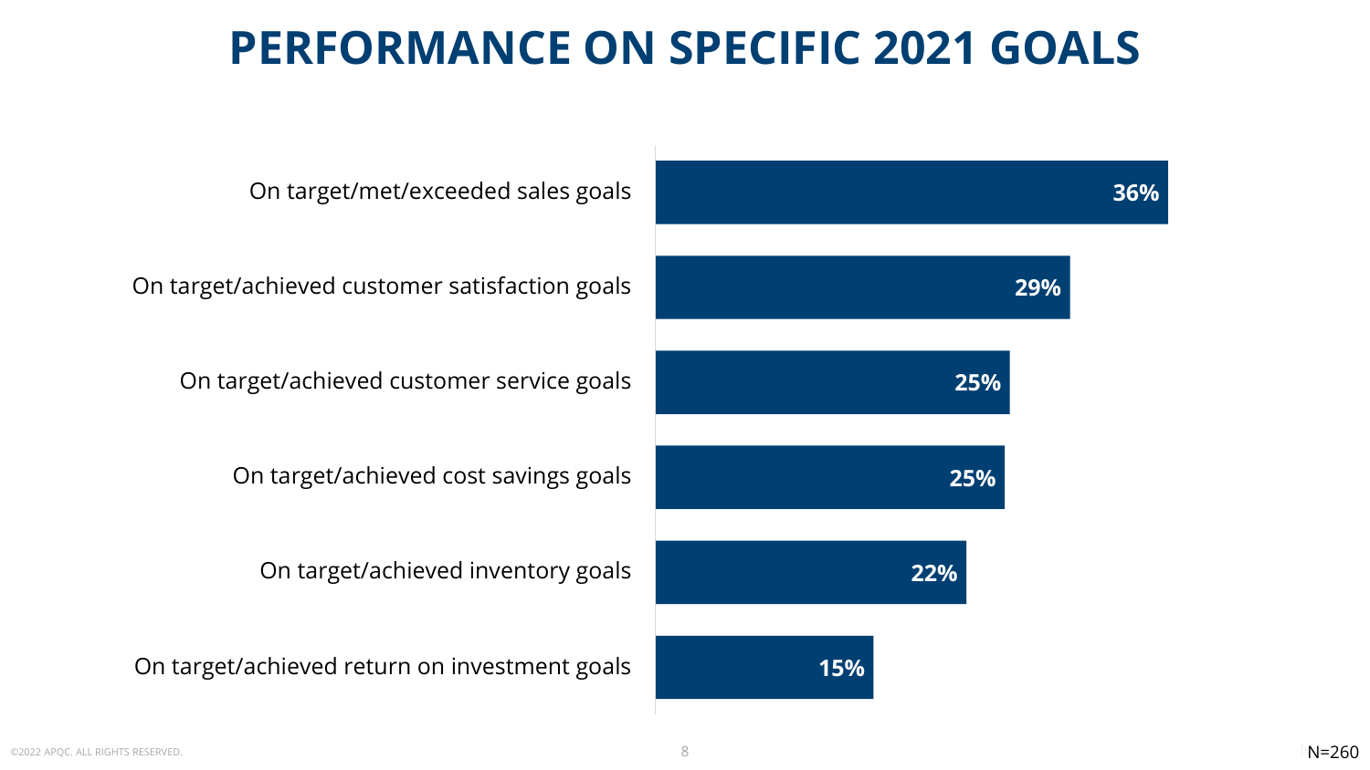# PERFORMANCE ON SPECIFIC 2021 GOALS

| Goal | Percentage |
| --- | --- |
| On target/met/exceeded sales goals | 36% |
| On target/achieved customer satisfaction goals | 29% |
| On target/achieved customer service goals | 25% |
| On target/achieved cost savings goals | 25% |
| On target/achieved inventory goals | 22% |
| On target/achieved return on investment goals | 15% |

N=260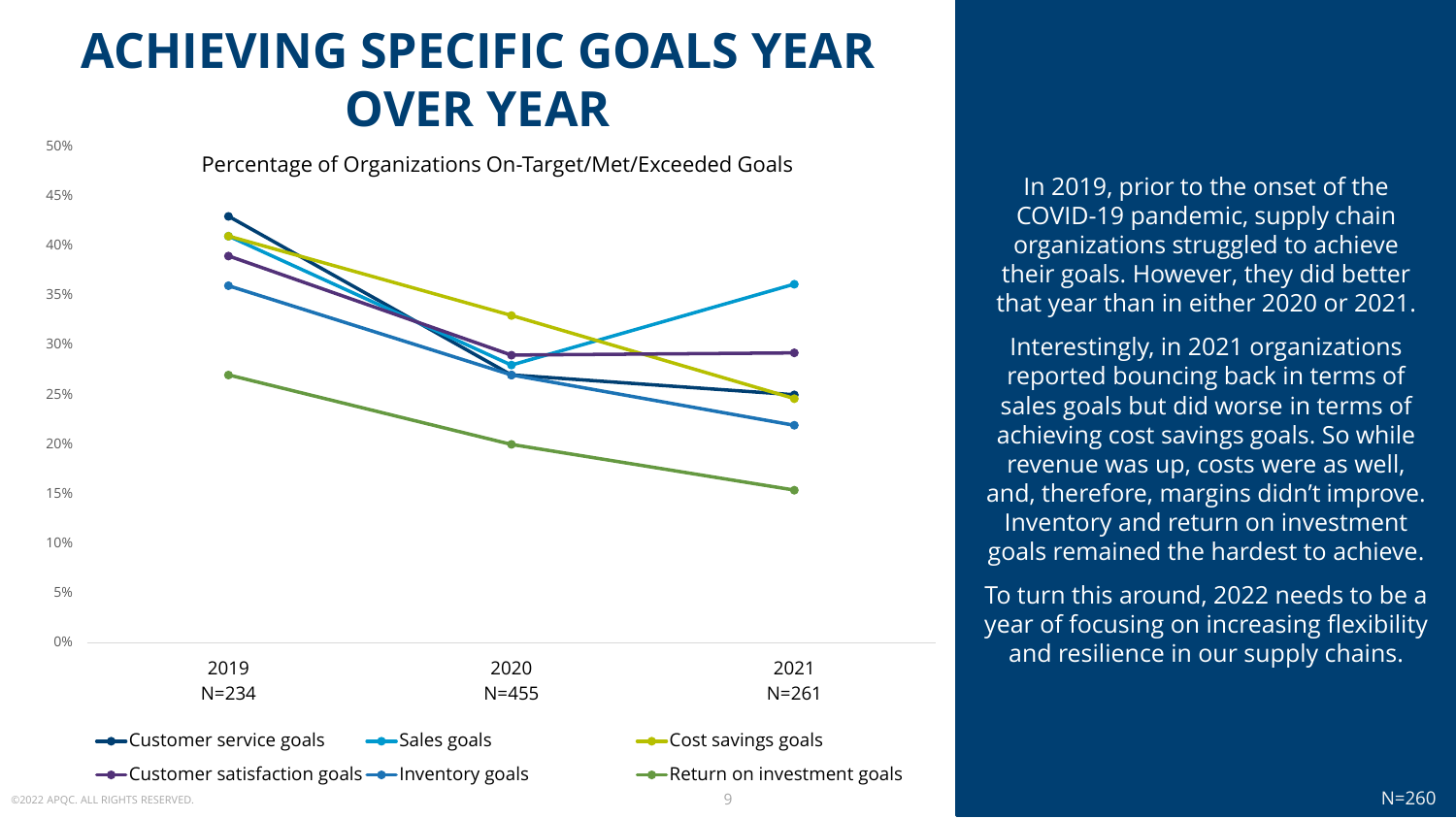# ACHIEVING SPECIFIC GOALS YEAR OVER YEAR

Percentage of Organizations On-Target/Met/Exceeded Goals

| Goal | 2019 (N=234) | 2020 (N=455) | 2021 (N=261) |
|---|---|---|---|
| Customer service goals | 43% | 27% | 25% |
| Sales goals | 41% | 28% | 36% |
| Cost savings goals | 41% | 33% | 25% |
| Customer satisfaction goals | 39% | 29% | 29% |
| Inventory goals | 36% | 27% | 22% |
| Return on investment goals | 27% | 20% | 15% |

In 2019, prior to the onset of the COVID-19 pandemic, supply chain organizations struggled to achieve their goals. However, they did better that year than in either 2020 or 2021.

Interestingly, in 2021 organizations reported bouncing back in terms of sales goals but did worse in terms of achieving cost savings goals. So while revenue was up, costs were as well, and, therefore, margins didn't improve. Inventory and return on investment goals remained the hardest to achieve.

To turn this around, 2022 needs to be a year of focusing on increasing flexibility and resilience in our supply chains.

N=260

©2022 APQC. ALL RIGHTS RESERVED.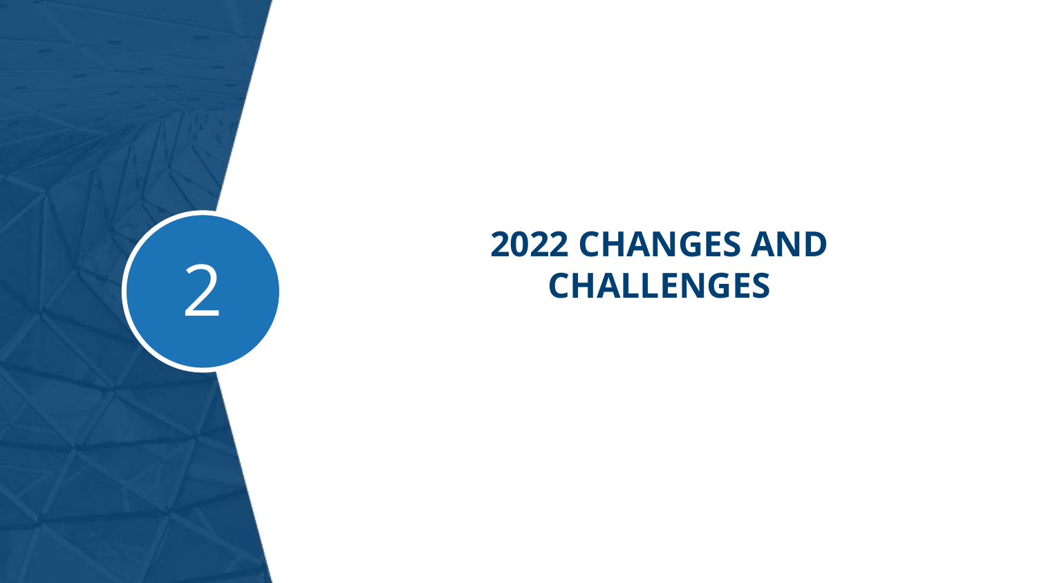2

# 2022 CHANGES AND CHALLENGES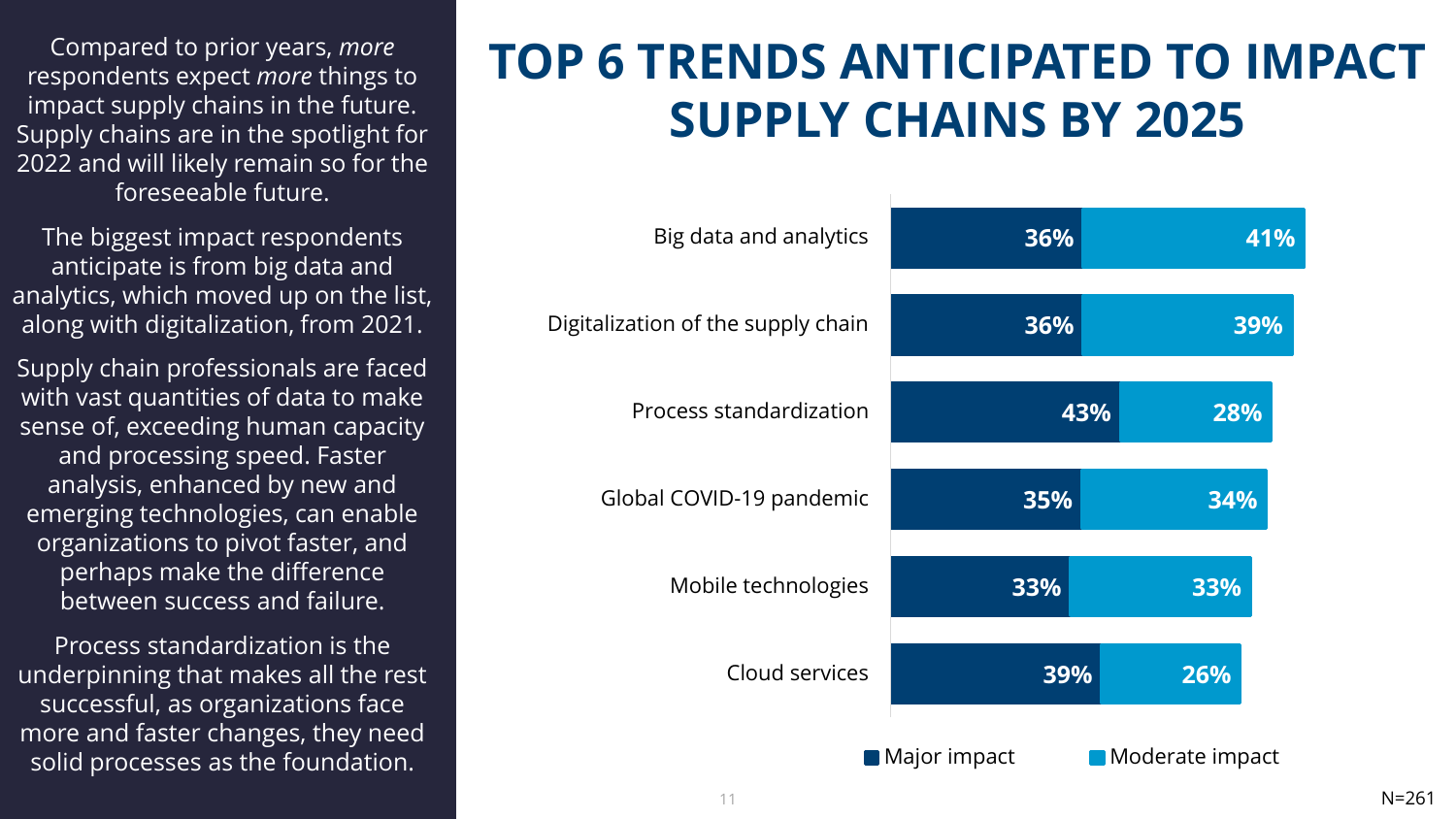Compared to prior years, *more* respondents expect *more* things to impact supply chains in the future. Supply chains are in the spotlight for 2022 and will likely remain so for the foreseeable future.

The biggest impact respondents anticipate is from big data and analytics, which moved up on the list, along with digitalization, from 2021.

Supply chain professionals are faced with vast quantities of data to make sense of, exceeding human capacity and processing speed. Faster analysis, enhanced by new and emerging technologies, can enable organizations to pivot faster, and perhaps make the difference between success and failure.

Process standardization is the underpinning that makes all the rest successful, as organizations face more and faster changes, they need solid processes as the foundation.

# TOP 6 TRENDS ANTICIPATED TO IMPACT SUPPLY CHAINS BY 2025

| Trend | Major impact | Moderate impact |
|---|---|---|
| Big data and analytics | 36% | 41% |
| Digitalization of the supply chain | 36% | 39% |
| Process standardization | 43% | 28% |
| Global COVID-19 pandemic | 35% | 34% |
| Mobile technologies | 33% | 33% |
| Cloud services | 39% | 26% |

N=261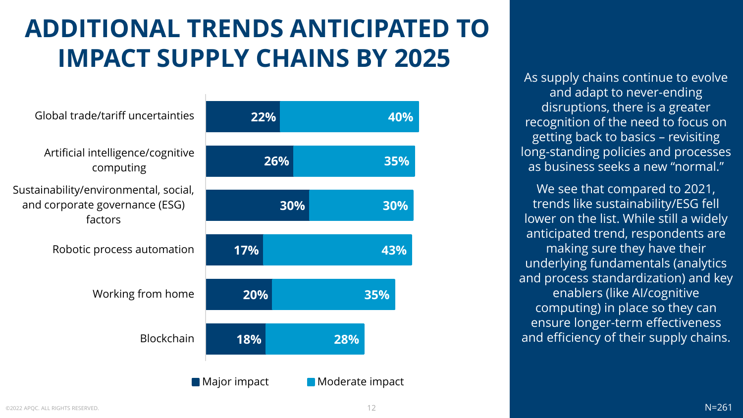# ADDITIONAL TRENDS ANTICIPATED TO IMPACT SUPPLY CHAINS BY 2025

| Trend | Major impact | Moderate impact |
| --- | --- | --- |
| Global trade/tariff uncertainties | 22% | 40% |
| Artificial intelligence/cognitive computing | 26% | 35% |
| Sustainability/environmental, social, and corporate governance (ESG) factors | 30% | 30% |
| Robotic process automation | 17% | 43% |
| Working from home | 20% | 35% |
| Blockchain | 18% | 28% |

As supply chains continue to evolve and adapt to never-ending disruptions, there is a greater recognition of the need to focus on getting back to basics – revisiting long-standing policies and processes as business seeks a new "normal."

We see that compared to 2021, trends like sustainability/ESG fell lower on the list. While still a widely anticipated trend, respondents are making sure they have their underlying fundamentals (analytics and process standardization) and key enablers (like AI/cognitive computing) in place so they can ensure longer-term effectiveness and efficiency of their supply chains.

N=261

©2022 APQC. ALL RIGHTS RESERVED.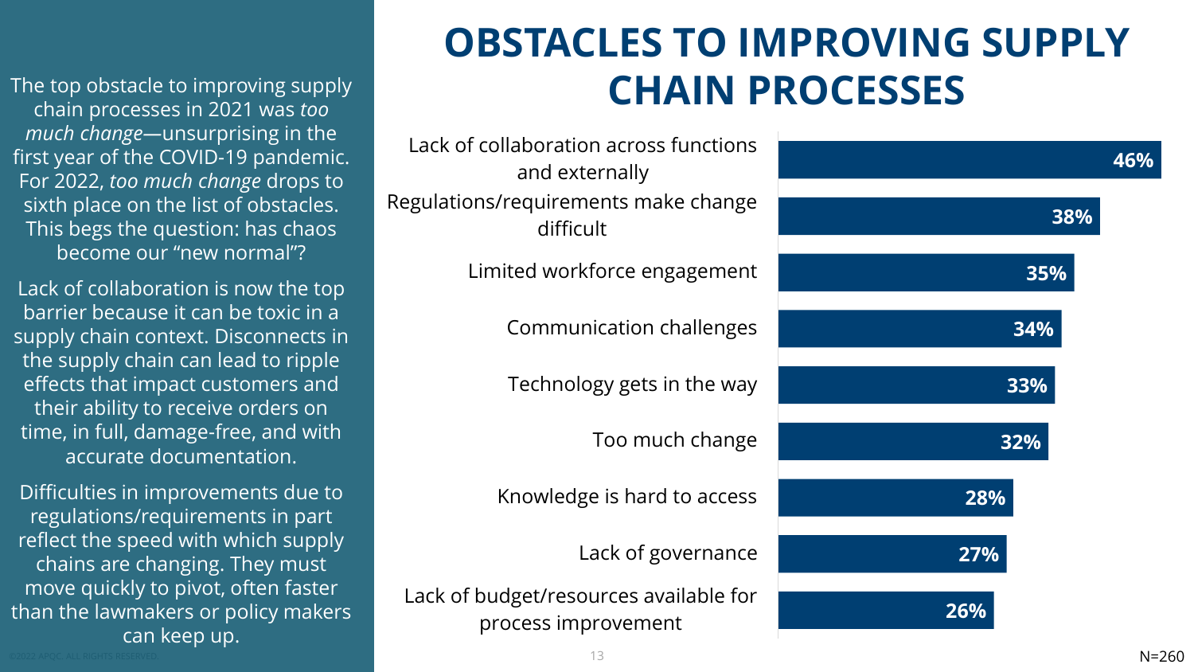# OBSTACLES TO IMPROVING SUPPLY CHAIN PROCESSES

The top obstacle to improving supply chain processes in 2021 was *too much change*—unsurprising in the first year of the COVID-19 pandemic. For 2022, *too much change* drops to sixth place on the list of obstacles. This begs the question: has chaos become our "new normal"?

Lack of collaboration is now the top barrier because it can be toxic in a supply chain context. Disconnects in the supply chain can lead to ripple effects that impact customers and their ability to receive orders on time, in full, damage-free, and with accurate documentation.

Difficulties in improvements due to regulations/requirements in part reflect the speed with which supply chains are changing. They must move quickly to pivot, often faster than the lawmakers or policy makers can keep up.

| Obstacle | Percentage |
| --- | --- |
| Lack of collaboration across functions and externally | 46% |
| Regulations/requirements make change difficult | 38% |
| Limited workforce engagement | 35% |
| Communication challenges | 34% |
| Technology gets in the way | 33% |
| Too much change | 32% |
| Knowledge is hard to access | 28% |
| Lack of governance | 27% |
| Lack of budget/resources available for process improvement | 26% |

N=260

©2022 APQC. ALL RIGHTS RESERVED.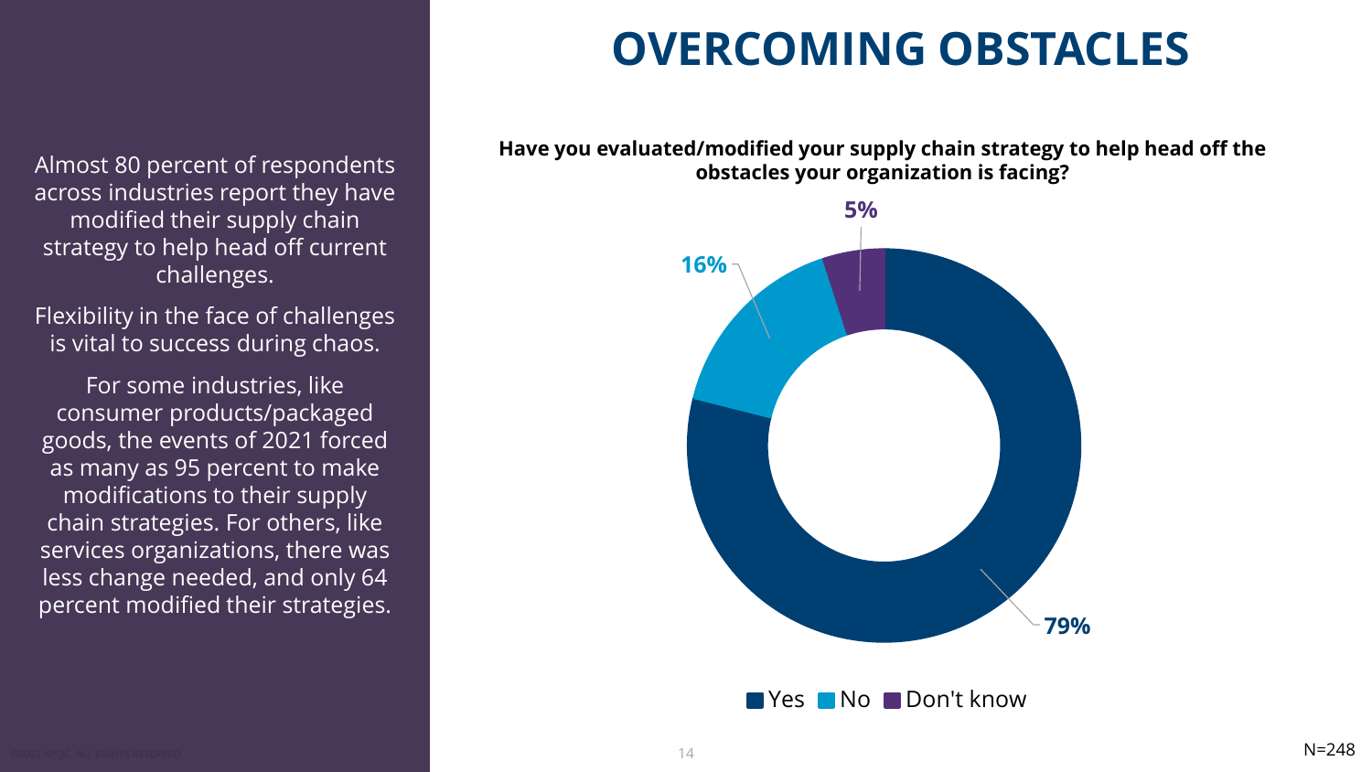# OVERCOMING OBSTACLES

Almost 80 percent of respondents across industries report they have modified their supply chain strategy to help head off current challenges.

Flexibility in the face of challenges is vital to success during chaos.

For some industries, like consumer products/packaged goods, the events of 2021 forced as many as 95 percent to make modifications to their supply chain strategies. For others, like services organizations, there was less change needed, and only 64 percent modified their strategies.

**Have you evaluated/modified your supply chain strategy to help head off the obstacles your organization is facing?**

| Response | Percentage |
| --- | --- |
| Yes | 79% |
| No | 16% |
| Don't know | 5% |

N=248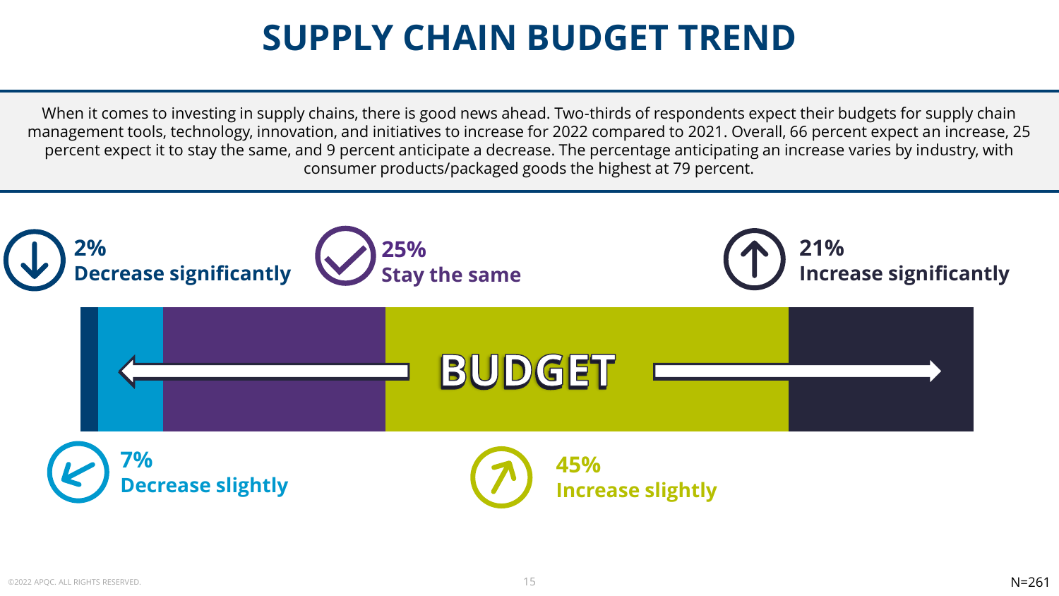# SUPPLY CHAIN BUDGET TREND

When it comes to investing in supply chains, there is good news ahead. Two-thirds of respondents expect their budgets for supply chain management tools, technology, innovation, and initiatives to increase for 2022 compared to 2021. Overall, 66 percent expect an increase, 25 percent expect it to stay the same, and 9 percent anticipate a decrease. The percentage anticipating an increase varies by industry, with consumer products/packaged goods the highest at 79 percent.

**2%**
**Decrease significantly**

**7%**
**Decrease slightly**

**25%**
**Stay the same**

**45%**
**Increase slightly**

**21%**
**Increase significantly**

BUDGET

N=261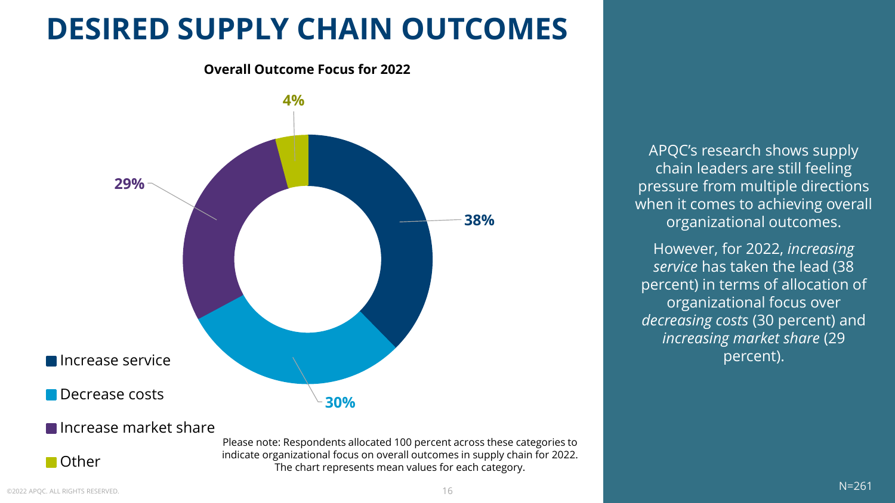# DESIRED SUPPLY CHAIN OUTCOMES

**Overall Outcome Focus for 2022**

| Category | Percentage |
|---|---|
| Increase service | 38% |
| Decrease costs | 30% |
| Increase market share | 29% |
| Other | 4% |

Please note: Respondents allocated 100 percent across these categories to indicate organizational focus on overall outcomes in supply chain for 2022. The chart represents mean values for each category.

APQC's research shows supply chain leaders are still feeling pressure from multiple directions when it comes to achieving overall organizational outcomes.

However, for 2022, *increasing service* has taken the lead (38 percent) in terms of allocation of organizational focus over *decreasing costs* (30 percent) and *increasing market share* (29 percent).

N=261

©2022 APQC. ALL RIGHTS RESERVED.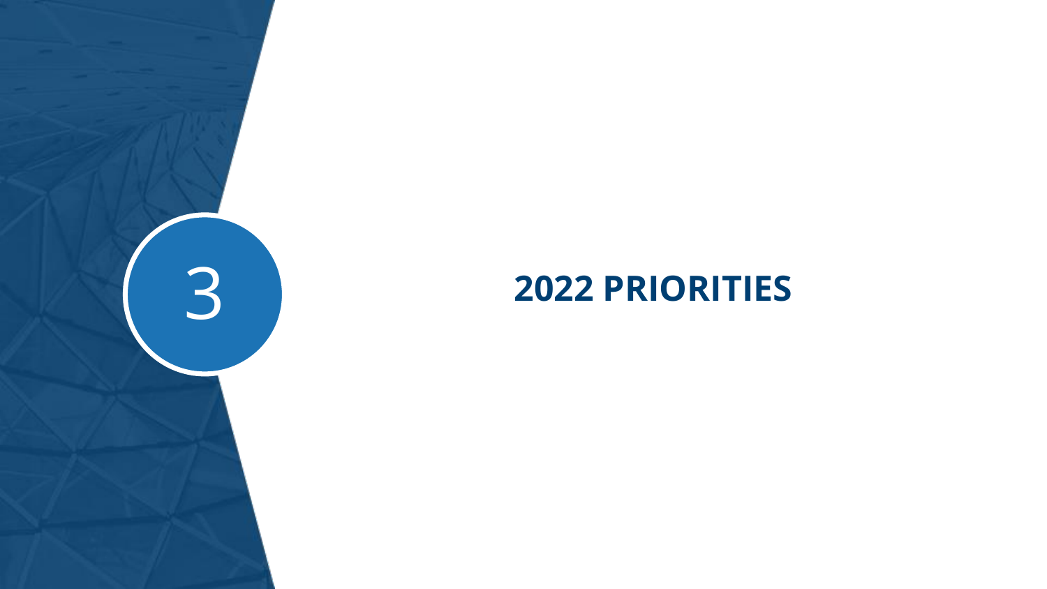3

# 2022 PRIORITIES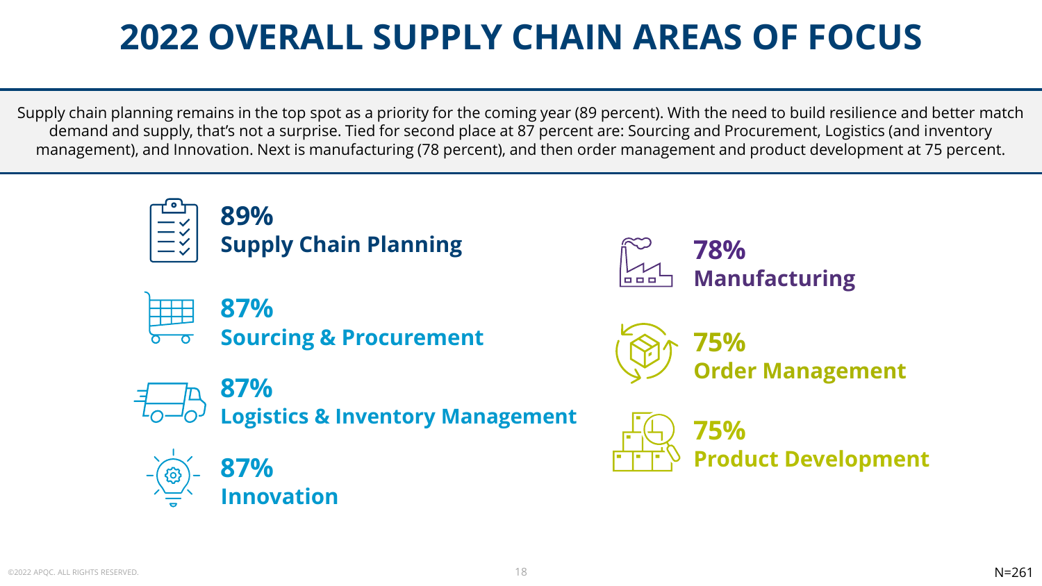# 2022 OVERALL SUPPLY CHAIN AREAS OF FOCUS

Supply chain planning remains in the top spot as a priority for the coming year (89 percent). With the need to build resilience and better match demand and supply, that's not a surprise. Tied for second place at 87 percent are: Sourcing and Procurement, Logistics (and inventory management), and Innovation. Next is manufacturing (78 percent), and then order management and product development at 75 percent.

**89%**
**Supply Chain Planning**

**87%**
**Sourcing & Procurement**

**87%**
**Logistics & Inventory Management**

**87%**
**Innovation**

**78%**
**Manufacturing**

**75%**
**Order Management**

**75%**
**Product Development**

©2022 APQC. ALL RIGHTS RESERVED.

N=261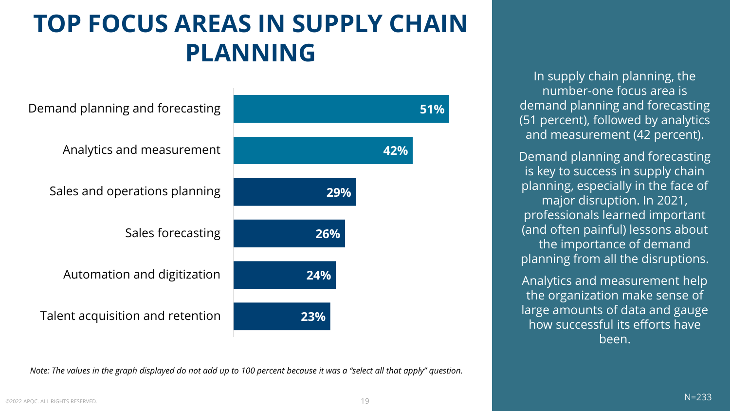# TOP FOCUS AREAS IN SUPPLY CHAIN PLANNING

| Focus area | Percent |
| --- | --- |
| Demand planning and forecasting | 51% |
| Analytics and measurement | 42% |
| Sales and operations planning | 29% |
| Sales forecasting | 26% |
| Automation and digitization | 24% |
| Talent acquisition and retention | 23% |

*Note: The values in the graph displayed do not add up to 100 percent because it was a "select all that apply" question.*

In supply chain planning, the number-one focus area is demand planning and forecasting (51 percent), followed by analytics and measurement (42 percent).

Demand planning and forecasting is key to success in supply chain planning, especially in the face of major disruption. In 2021, professionals learned important (and often painful) lessons about the importance of demand planning from all the disruptions.

Analytics and measurement help the organization make sense of large amounts of data and gauge how successful its efforts have been.

N=233

©2022 APQC. ALL RIGHTS RESERVED.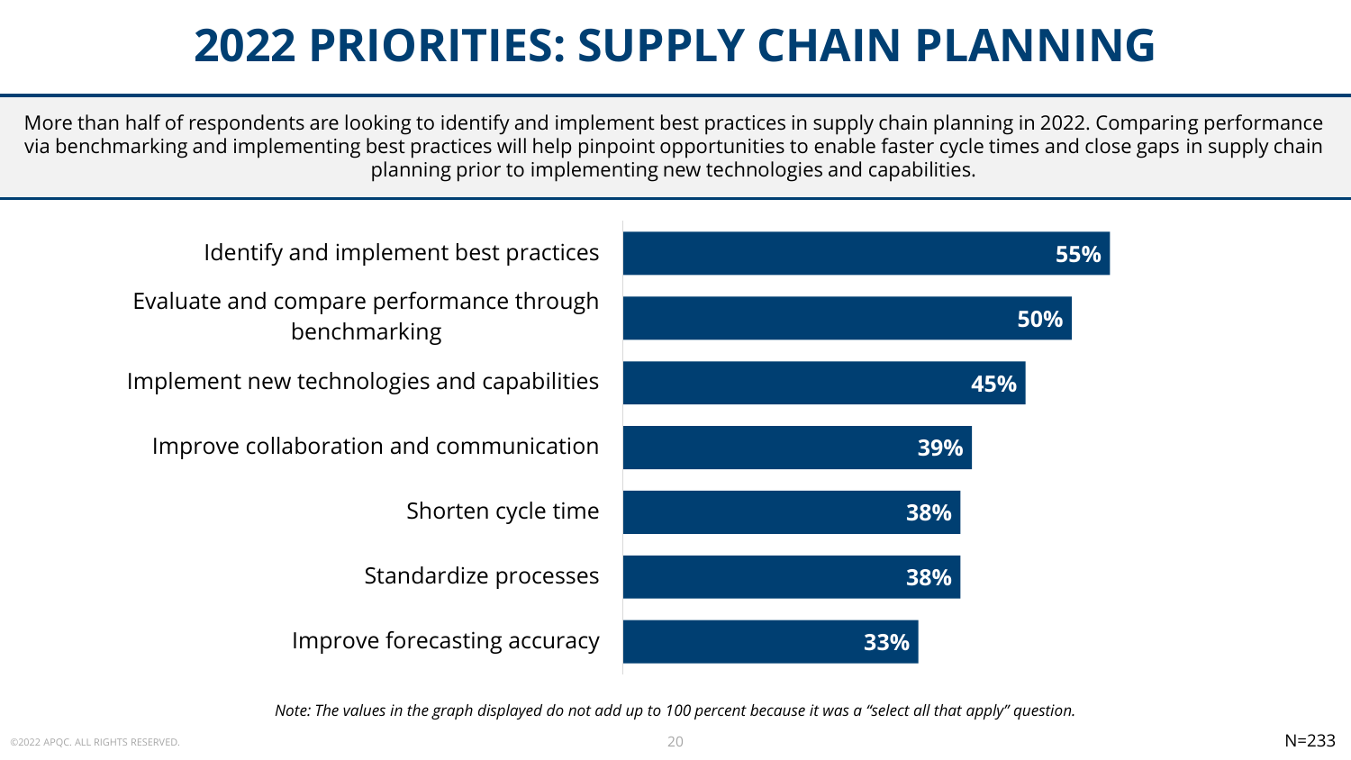# 2022 PRIORITIES: SUPPLY CHAIN PLANNING

More than half of respondents are looking to identify and implement best practices in supply chain planning in 2022. Comparing performance via benchmarking and implementing best practices will help pinpoint opportunities to enable faster cycle times and close gaps in supply chain planning prior to implementing new technologies and capabilities.

| Priority | Percentage |
| --- | --- |
| Identify and implement best practices | 55% |
| Evaluate and compare performance through benchmarking | 50% |
| Implement new technologies and capabilities | 45% |
| Improve collaboration and communication | 39% |
| Shorten cycle time | 38% |
| Standardize processes | 38% |
| Improve forecasting accuracy | 33% |

*Note: The values in the graph displayed do not add up to 100 percent because it was a "select all that apply" question.*

N=233

©2022 APQC. ALL RIGHTS RESERVED.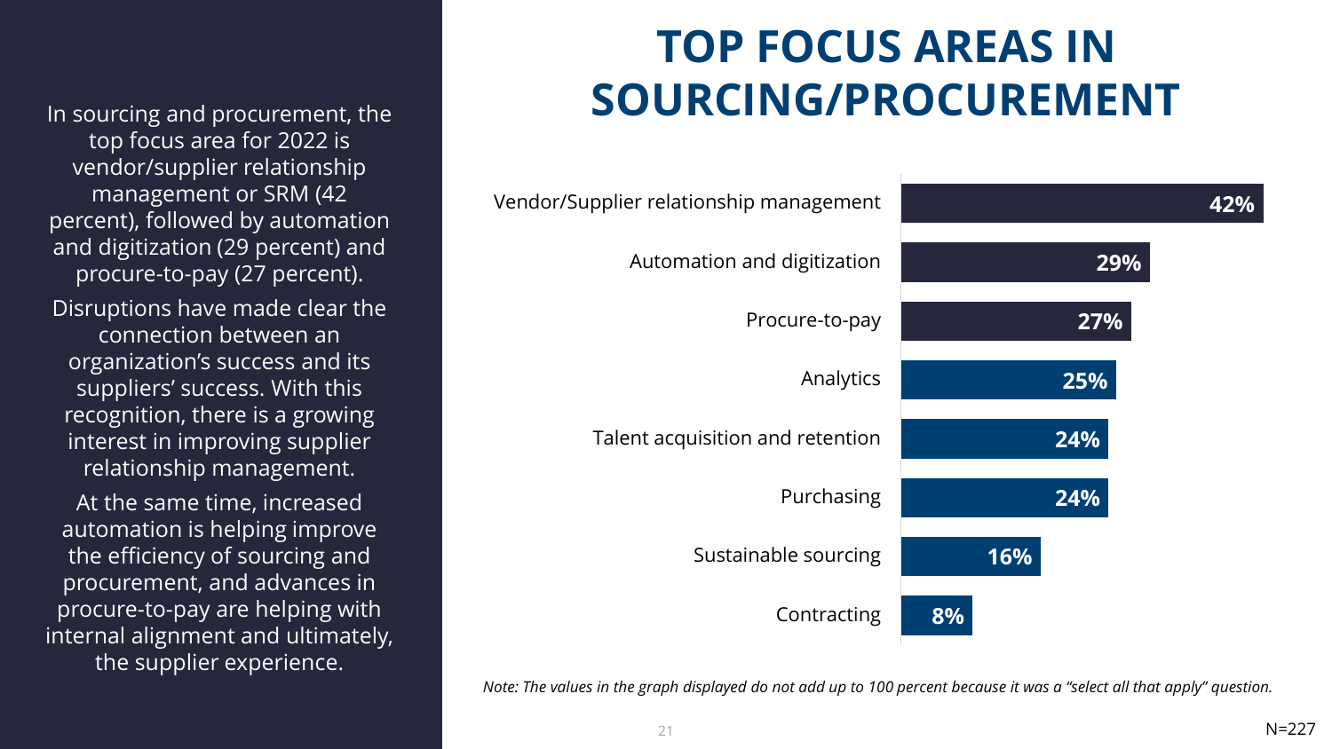In sourcing and procurement, the top focus area for 2022 is vendor/supplier relationship management or SRM (42 percent), followed by automation and digitization (29 percent) and procure-to-pay (27 percent).

Disruptions have made clear the connection between an organization's success and its suppliers' success. With this recognition, there is a growing interest in improving supplier relationship management.

At the same time, increased automation is helping improve the efficiency of sourcing and procurement, and advances in procure-to-pay are helping with internal alignment and ultimately, the supplier experience.

# TOP FOCUS AREAS IN SOURCING/PROCUREMENT

| Focus area | Percent |
| --- | --- |
| Vendor/Supplier relationship management | 42% |
| Automation and digitization | 29% |
| Procure-to-pay | 27% |
| Analytics | 25% |
| Talent acquisition and retention | 24% |
| Purchasing | 24% |
| Sustainable sourcing | 16% |
| Contracting | 8% |

*Note: The values in the graph displayed do not add up to 100 percent because it was a "select all that apply" question.*

N=227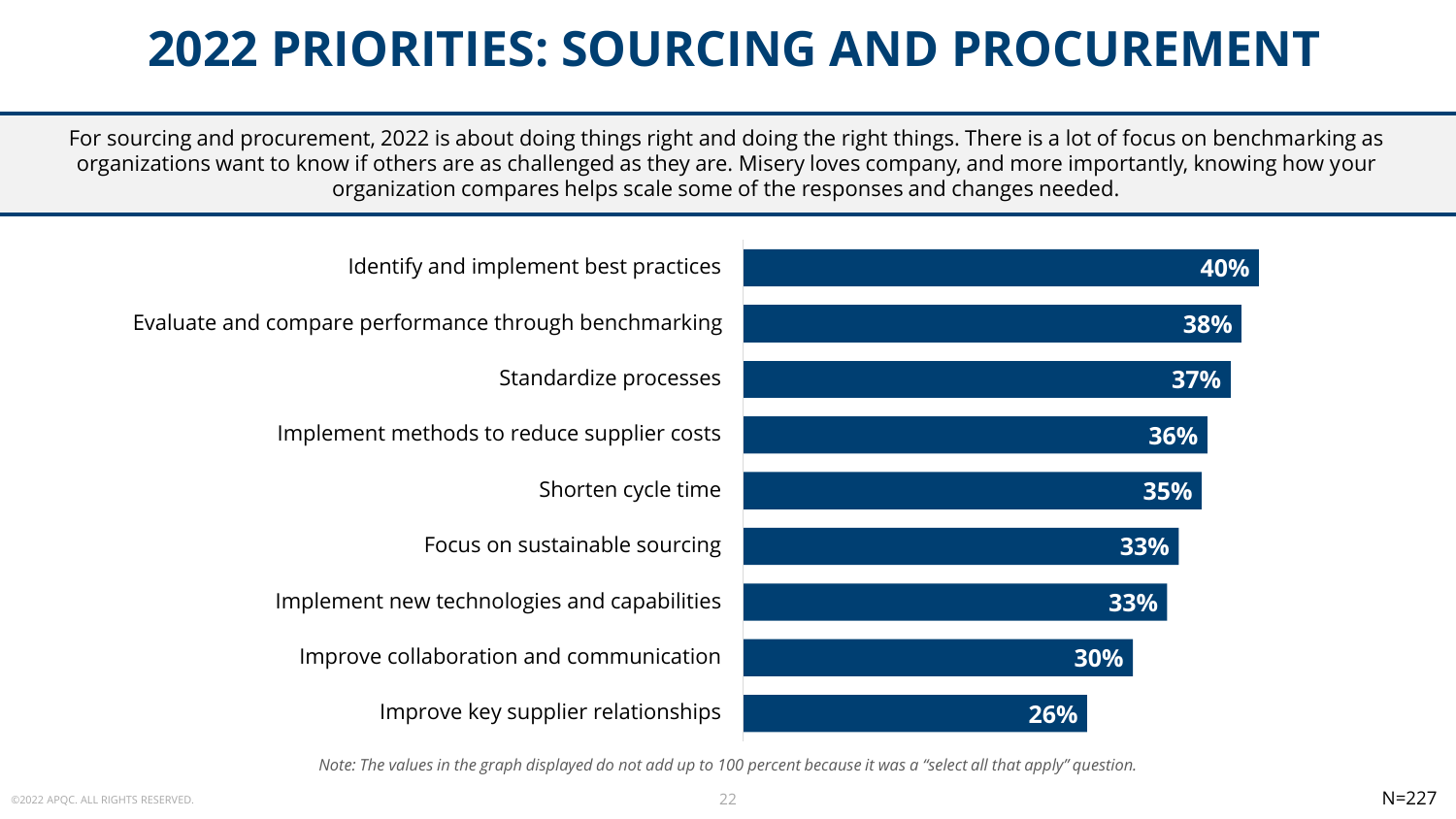# 2022 PRIORITIES: SOURCING AND PROCUREMENT

For sourcing and procurement, 2022 is about doing things right and doing the right things. There is a lot of focus on benchmarking as organizations want to know if others are as challenged as they are. Misery loves company, and more importantly, knowing how your organization compares helps scale some of the responses and changes needed.

| Priority | Percent |
|---|---|
| Identify and implement best practices | 40% |
| Evaluate and compare performance through benchmarking | 38% |
| Standardize processes | 37% |
| Implement methods to reduce supplier costs | 36% |
| Shorten cycle time | 35% |
| Focus on sustainable sourcing | 33% |
| Implement new technologies and capabilities | 33% |
| Improve collaboration and communication | 30% |
| Improve key supplier relationships | 26% |

*Note: The values in the graph displayed do not add up to 100 percent because it was a "select all that apply" question.*

N=227

©2022 APQC. ALL RIGHTS RESERVED.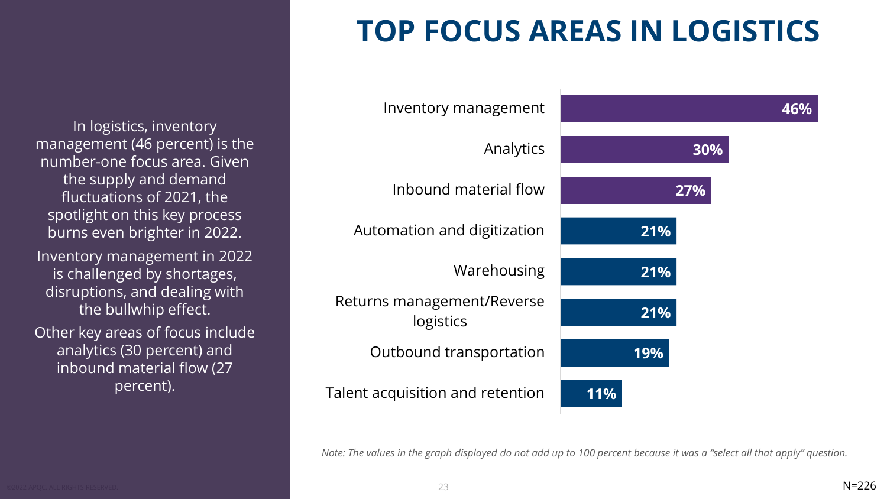# TOP FOCUS AREAS IN LOGISTICS

In logistics, inventory management (46 percent) is the number-one focus area. Given the supply and demand fluctuations of 2021, the spotlight on this key process burns even brighter in 2022.

Inventory management in 2022 is challenged by shortages, disruptions, and dealing with the bullwhip effect.

Other key areas of focus include analytics (30 percent) and inbound material flow (27 percent).

| Focus area | Percent |
|---|---|
| Inventory management | 46% |
| Analytics | 30% |
| Inbound material flow | 27% |
| Automation and digitization | 21% |
| Warehousing | 21% |
| Returns management/Reverse logistics | 21% |
| Outbound transportation | 19% |
| Talent acquisition and retention | 11% |

*Note: The values in the graph displayed do not add up to 100 percent because it was a "select all that apply" question.*

N=226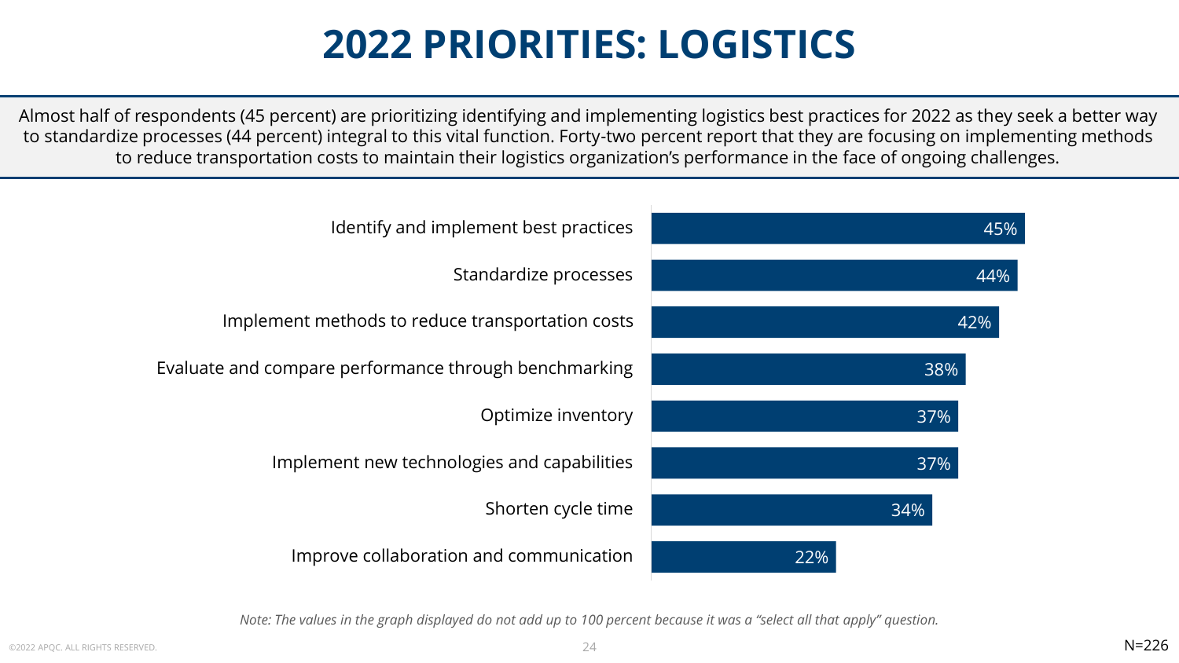# 2022 PRIORITIES: LOGISTICS

Almost half of respondents (45 percent) are prioritizing identifying and implementing logistics best practices for 2022 as they seek a better way to standardize processes (44 percent) integral to this vital function. Forty-two percent report that they are focusing on implementing methods to reduce transportation costs to maintain their logistics organization's performance in the face of ongoing challenges.

| Priority | Percent |
|---|---|
| Identify and implement best practices | 45% |
| Standardize processes | 44% |
| Implement methods to reduce transportation costs | 42% |
| Evaluate and compare performance through benchmarking | 38% |
| Optimize inventory | 37% |
| Implement new technologies and capabilities | 37% |
| Shorten cycle time | 34% |
| Improve collaboration and communication | 22% |

*Note: The values in the graph displayed do not add up to 100 percent because it was a "select all that apply" question.*

N=226

©2022 APQC. ALL RIGHTS RESERVED.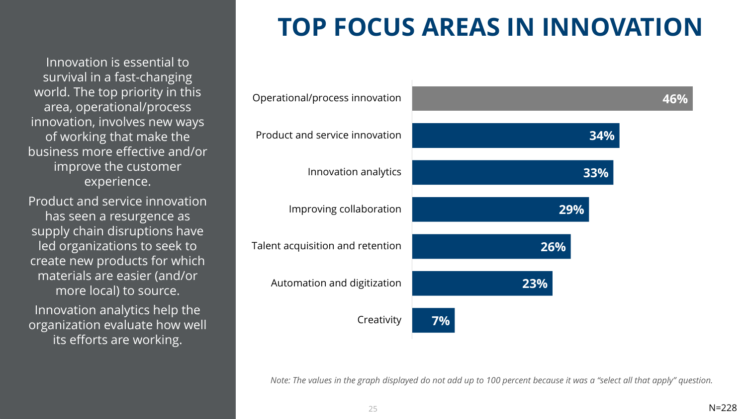# TOP FOCUS AREAS IN INNOVATION

Innovation is essential to survival in a fast-changing world. The top priority in this area, operational/process innovation, involves new ways of working that make the business more effective and/or improve the customer experience.

Product and service innovation has seen a resurgence as supply chain disruptions have led organizations to seek to create new products for which materials are easier (and/or more local) to source.

Innovation analytics help the organization evaluate how well its efforts are working.

| Focus area | Percent |
| --- | --- |
| Operational/process innovation | 46% |
| Product and service innovation | 34% |
| Innovation analytics | 33% |
| Improving collaboration | 29% |
| Talent acquisition and retention | 26% |
| Automation and digitization | 23% |
| Creativity | 7% |

*Note: The values in the graph displayed do not add up to 100 percent because it was a "select all that apply" question.*

N=228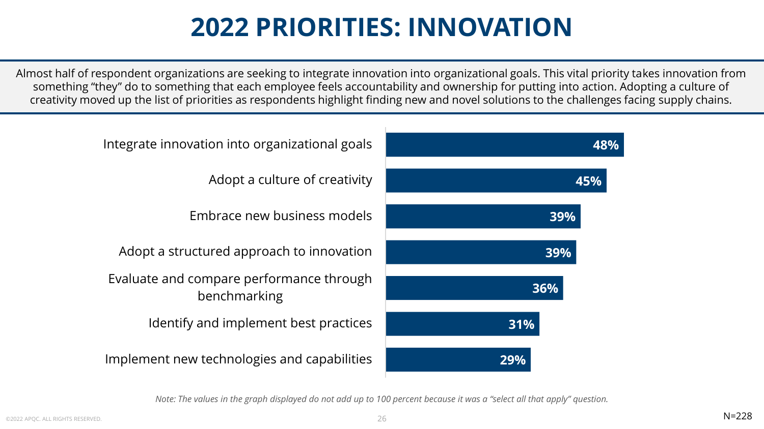# 2022 PRIORITIES: INNOVATION

Almost half of respondent organizations are seeking to integrate innovation into organizational goals. This vital priority takes innovation from something "they" do to something that each employee feels accountability and ownership for putting into action. Adopting a culture of creativity moved up the list of priorities as respondents highlight finding new and novel solutions to the challenges facing supply chains.

| Priority | Percentage |
| --- | --- |
| Integrate innovation into organizational goals | 48% |
| Adopt a culture of creativity | 45% |
| Embrace new business models | 39% |
| Adopt a structured approach to innovation | 39% |
| Evaluate and compare performance through benchmarking | 36% |
| Identify and implement best practices | 31% |
| Implement new technologies and capabilities | 29% |

*Note: The values in the graph displayed do not add up to 100 percent because it was a "select all that apply" question.*

N=228

©2022 APQC. ALL RIGHTS RESERVED.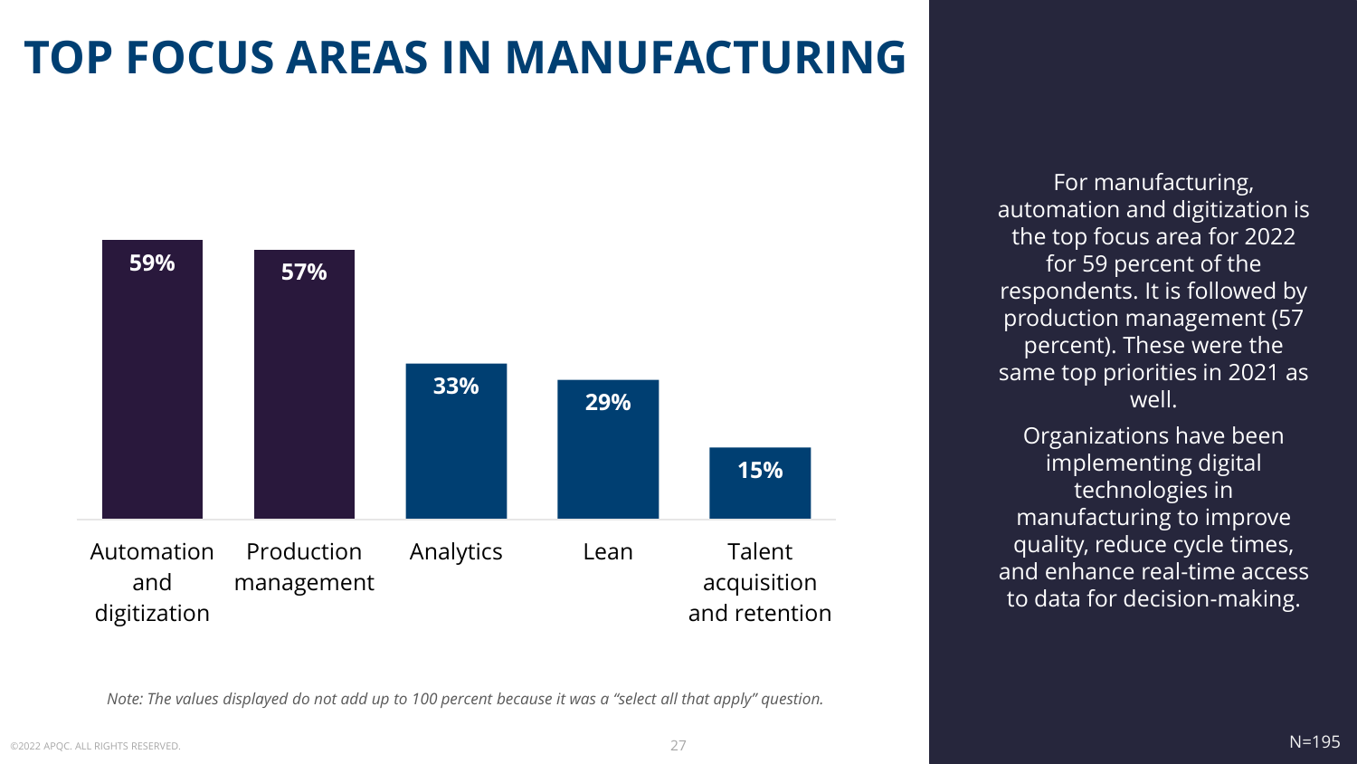# TOP FOCUS AREAS IN MANUFACTURING

| Focus area | Percent |
|---|---|
| Automation and digitization | 59% |
| Production management | 57% |
| Analytics | 33% |
| Lean | 29% |
| Talent acquisition and retention | 15% |

*Note: The values displayed do not add up to 100 percent because it was a "select all that apply" question.*

For manufacturing, automation and digitization is the top focus area for 2022 for 59 percent of the respondents. It is followed by production management (57 percent). These were the same top priorities in 2021 as well.

Organizations have been implementing digital technologies in manufacturing to improve quality, reduce cycle times, and enhance real-time access to data for decision-making.

N=195

©2022 APQC. ALL RIGHTS RESERVED.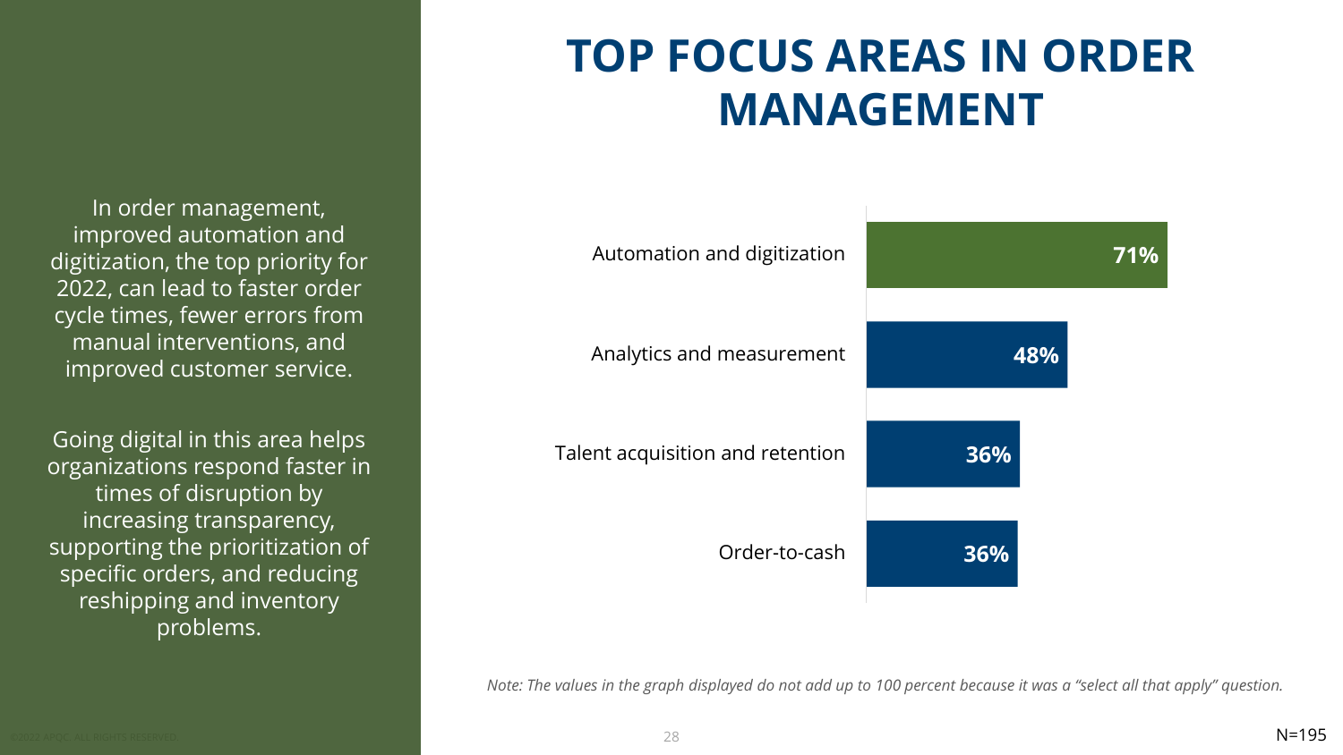# TOP FOCUS AREAS IN ORDER MANAGEMENT

In order management, improved automation and digitization, the top priority for 2022, can lead to faster order cycle times, fewer errors from manual interventions, and improved customer service.

Going digital in this area helps organizations respond faster in times of disruption by increasing transparency, supporting the prioritization of specific orders, and reducing reshipping and inventory problems.

| Focus area | Percent |
|---|---|
| Automation and digitization | 71% |
| Analytics and measurement | 48% |
| Talent acquisition and retention | 36% |
| Order-to-cash | 36% |

*Note: The values in the graph displayed do not add up to 100 percent because it was a "select all that apply" question.*

N=195

©2022 APQC. ALL RIGHTS RESERVED.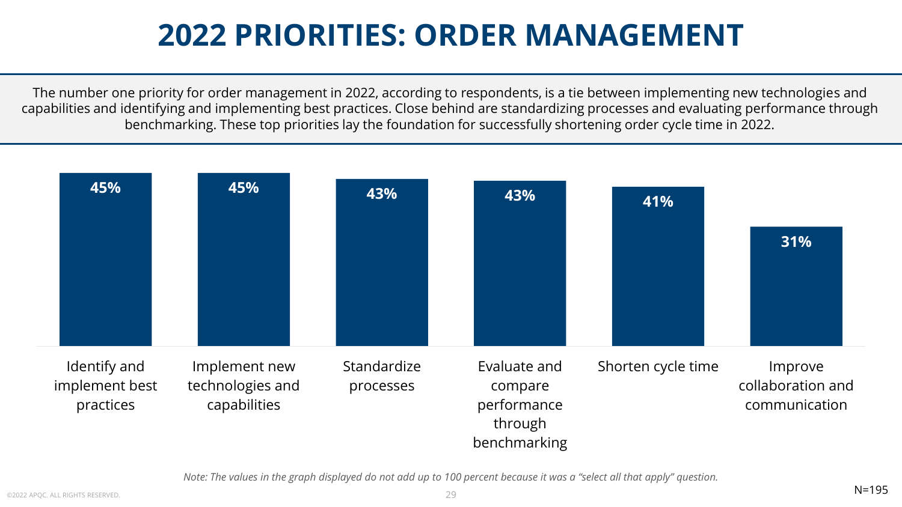# 2022 PRIORITIES: ORDER MANAGEMENT

The number one priority for order management in 2022, according to respondents, is a tie between implementing new technologies and capabilities and identifying and implementing best practices. Close behind are standardizing processes and evaluating performance through benchmarking. These top priorities lay the foundation for successfully shortening order cycle time in 2022.

| Priority | Percentage |
| --- | --- |
| Identify and implement best practices | 45% |
| Implement new technologies and capabilities | 45% |
| Standardize processes | 43% |
| Evaluate and compare performance through benchmarking | 43% |
| Shorten cycle time | 41% |
| Improve collaboration and communication | 31% |

*Note: The values in the graph displayed do not add up to 100 percent because it was a "select all that apply" question.*

N=195

©2022 APQC. ALL RIGHTS RESERVED.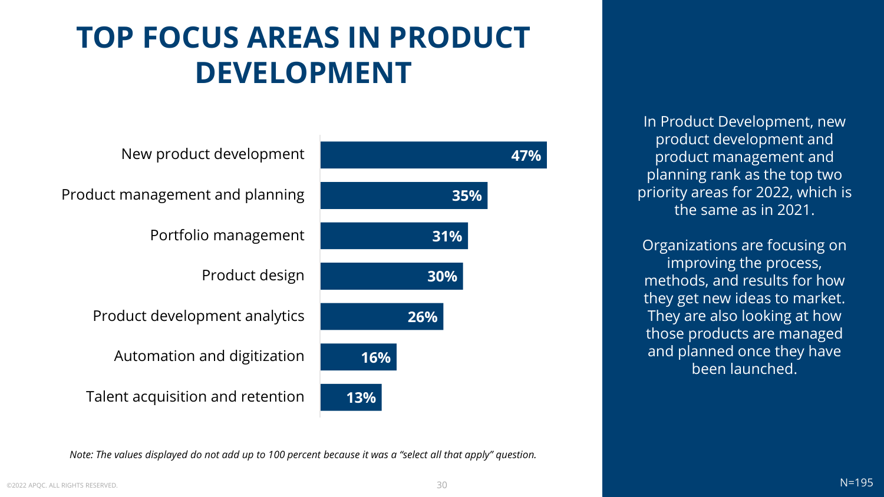# TOP FOCUS AREAS IN PRODUCT DEVELOPMENT

| Focus area | Percent |
| --- | --- |
| New product development | 47% |
| Product management and planning | 35% |
| Portfolio management | 31% |
| Product design | 30% |
| Product development analytics | 26% |
| Automation and digitization | 16% |
| Talent acquisition and retention | 13% |

*Note: The values displayed do not add up to 100 percent because it was a "select all that apply" question.*

In Product Development, new product development and product management and planning rank as the top two priority areas for 2022, which is the same as in 2021.

Organizations are focusing on improving the process, methods, and results for how they get new ideas to market. They are also looking at how those products are managed and planned once they have been launched.

N=195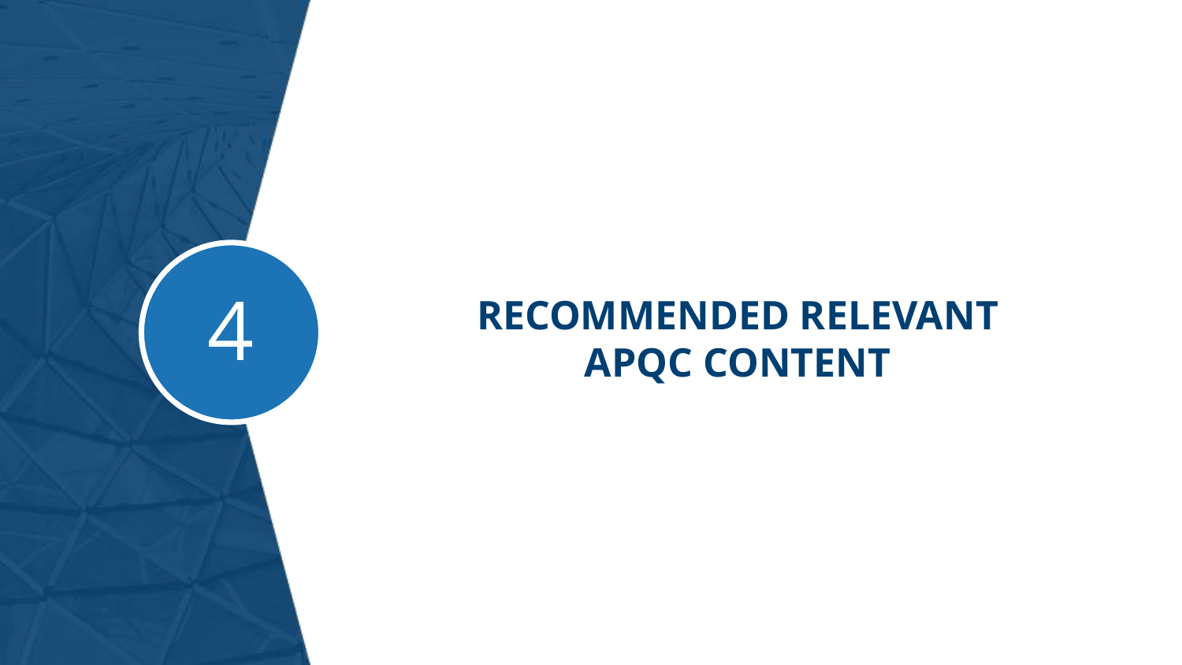# 4 RECOMMENDED RELEVANT APQC CONTENT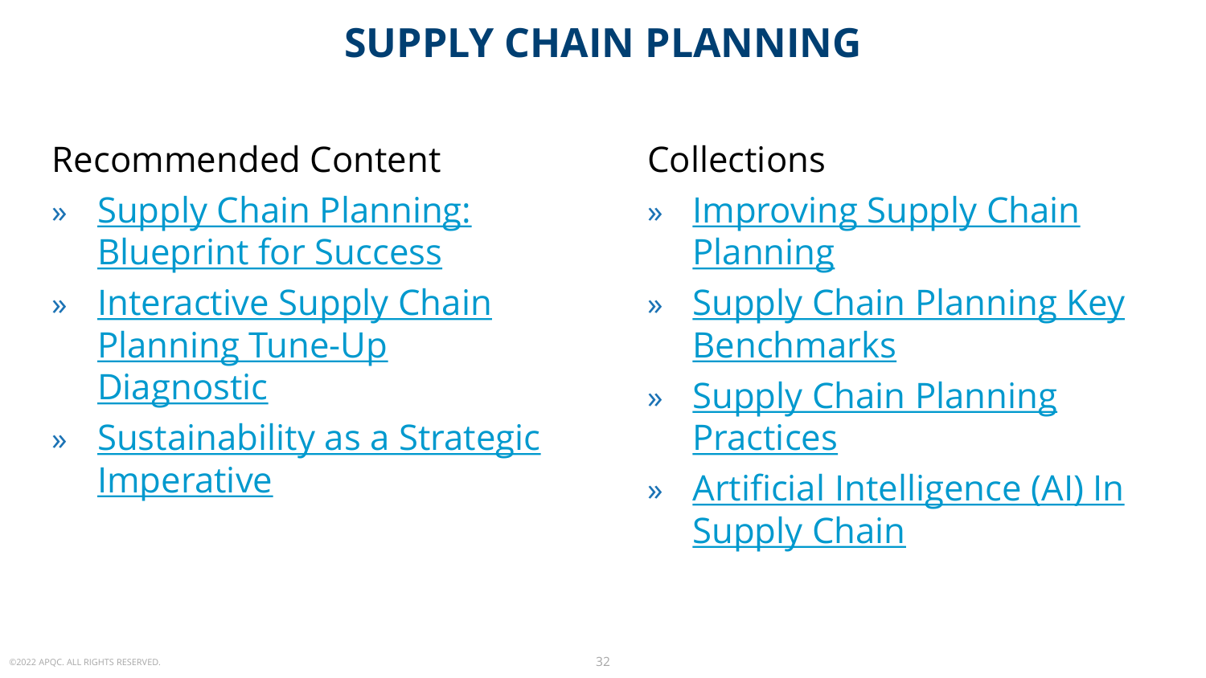# SUPPLY CHAIN PLANNING

## Recommended Content

- Supply Chain Planning: Blueprint for Success
- Interactive Supply Chain Planning Tune-Up Diagnostic
- Sustainability as a Strategic Imperative

## Collections

- Improving Supply Chain Planning
- Supply Chain Planning Key Benchmarks
- Supply Chain Planning Practices
- Artificial Intelligence (AI) In Supply Chain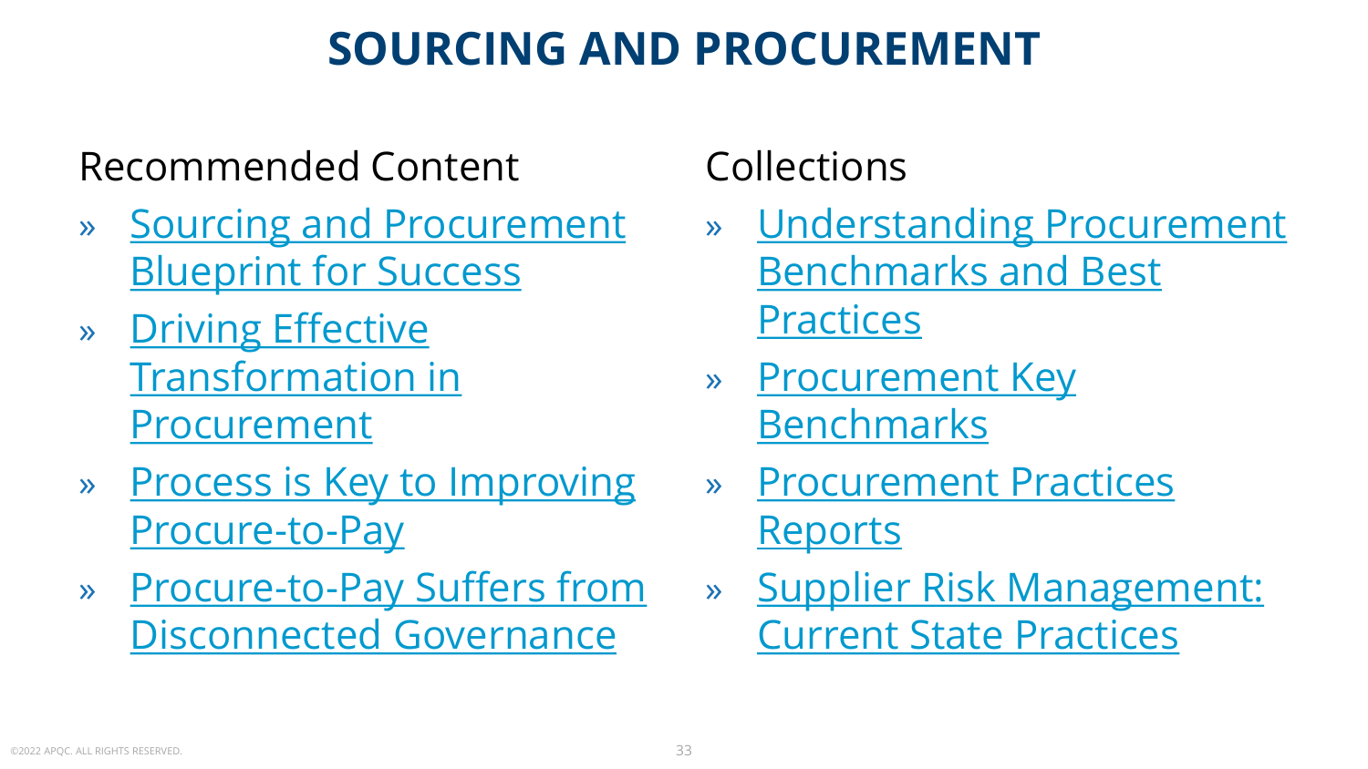# SOURCING AND PROCUREMENT

## Recommended Content

- Sourcing and Procurement Blueprint for Success
- Driving Effective Transformation in Procurement
- Process is Key to Improving Procure-to-Pay
- Procure-to-Pay Suffers from Disconnected Governance

## Collections

- Understanding Procurement Benchmarks and Best Practices
- Procurement Key Benchmarks
- Procurement Practices Reports
- Supplier Risk Management: Current State Practices

©2022 APQC. ALL RIGHTS RESERVED.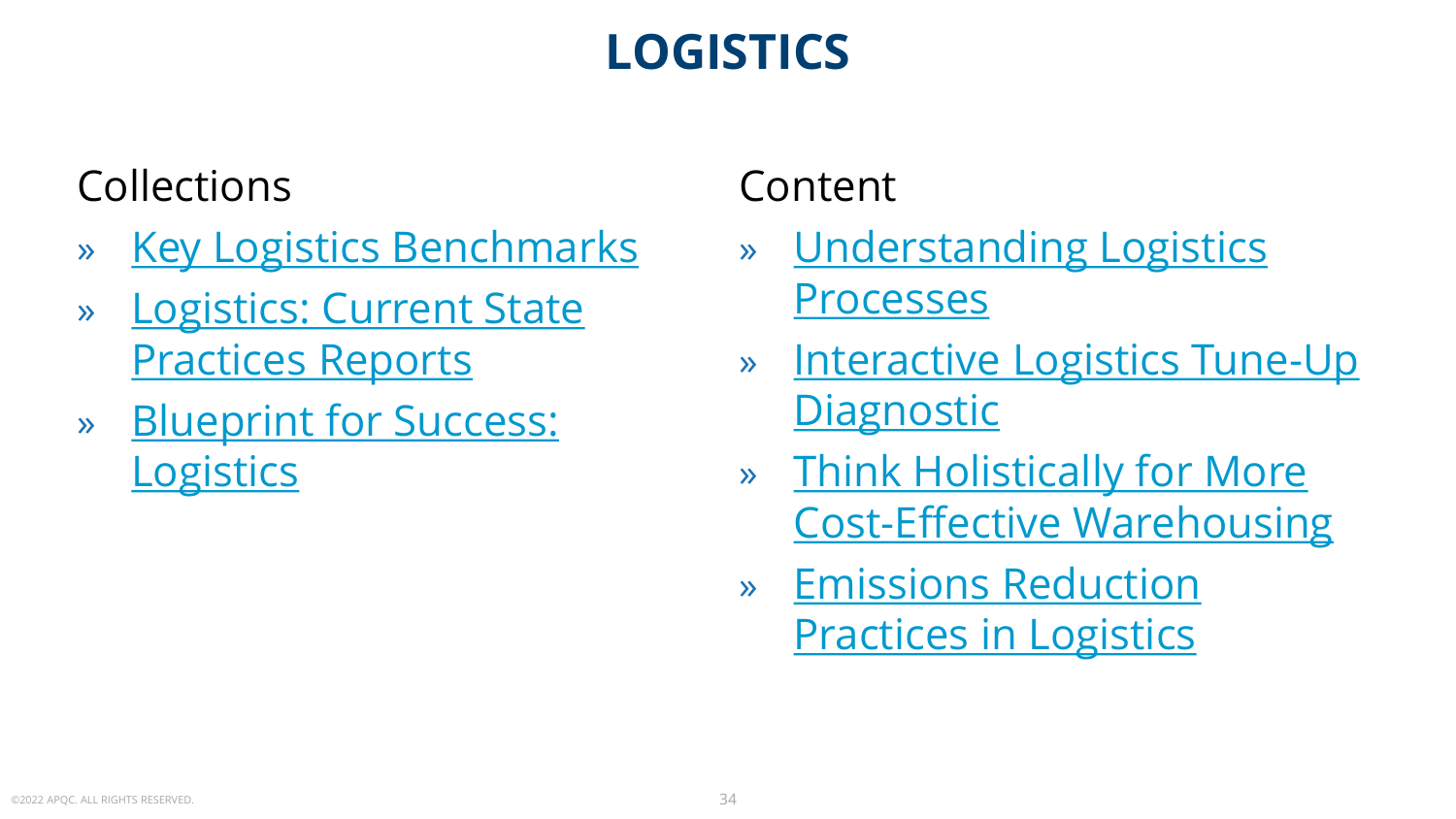# LOGISTICS

## Collections

- Key Logistics Benchmarks
- Logistics: Current State Practices Reports
- Blueprint for Success: Logistics

## Content

- Understanding Logistics Processes
- Interactive Logistics Tune-Up Diagnostic
- Think Holistically for More Cost-Effective Warehousing
- Emissions Reduction Practices in Logistics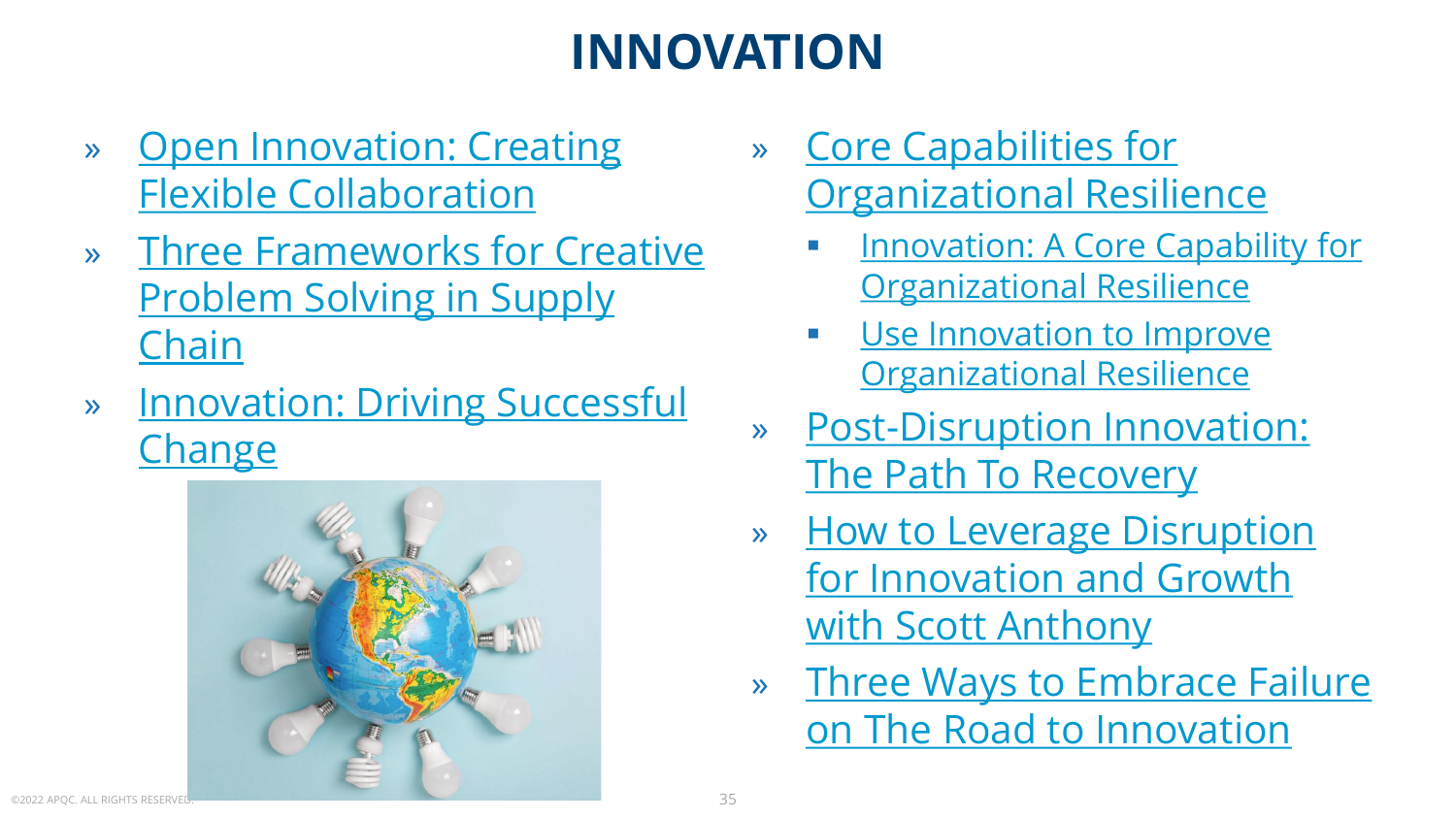# INNOVATION

- Open Innovation: Creating Flexible Collaboration
- Three Frameworks for Creative Problem Solving in Supply Chain
- Innovation: Driving Successful Change
- Core Capabilities for Organizational Resilience
  - Innovation: A Core Capability for Organizational Resilience
  - Use Innovation to Improve Organizational Resilience
- Post-Disruption Innovation: The Path To Recovery
- How to Leverage Disruption for Innovation and Growth with Scott Anthony
- Three Ways to Embrace Failure on The Road to Innovation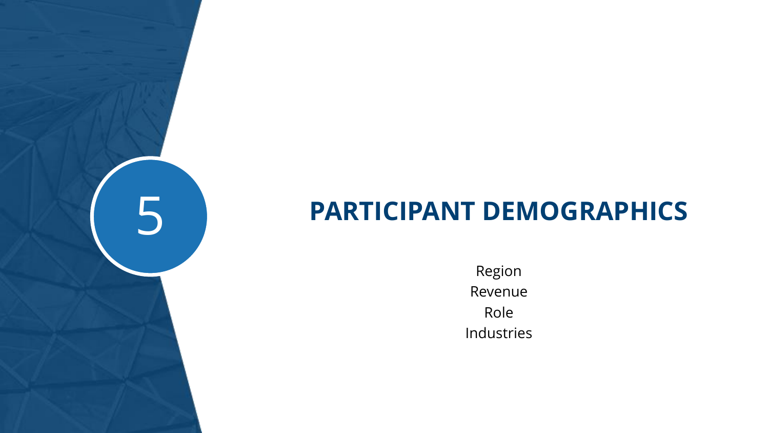# 5 PARTICIPANT DEMOGRAPHICS

Region

Revenue

Role

Industries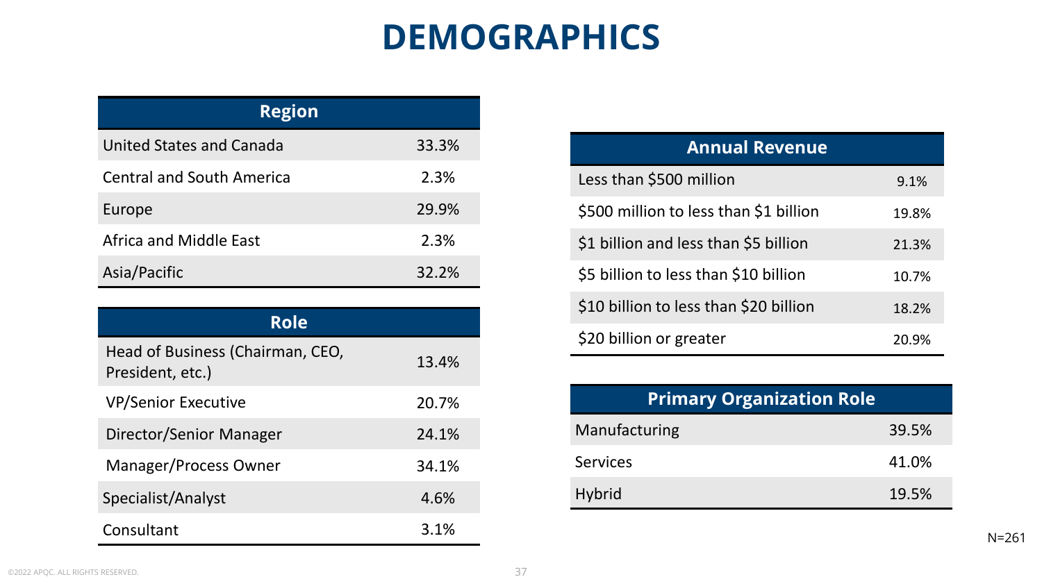# DEMOGRAPHICS

| Region | |
|---|---|
| United States and Canada | 33.3% |
| Central and South America | 2.3% |
| Europe | 29.9% |
| Africa and Middle East | 2.3% |
| Asia/Pacific | 32.2% |

| Role | |
|---|---|
| Head of Business (Chairman, CEO, President, etc.) | 13.4% |
| VP/Senior Executive | 20.7% |
| Director/Senior Manager | 24.1% |
| Manager/Process Owner | 34.1% |
| Specialist/Analyst | 4.6% |
| Consultant | 3.1% |

| Annual Revenue | |
|---|---|
| Less than $500 million | 9.1% |
| $500 million to less than $1 billion | 19.8% |
| $1 billion and less than $5 billion | 21.3% |
| $5 billion to less than $10 billion | 10.7% |
| $10 billion to less than $20 billion | 18.2% |
| $20 billion or greater | 20.9% |

| Primary Organization Role | |
|---|---|
| Manufacturing | 39.5% |
| Services | 41.0% |
| Hybrid | 19.5% |

N=261

©2022 APQC. ALL RIGHTS RESERVED.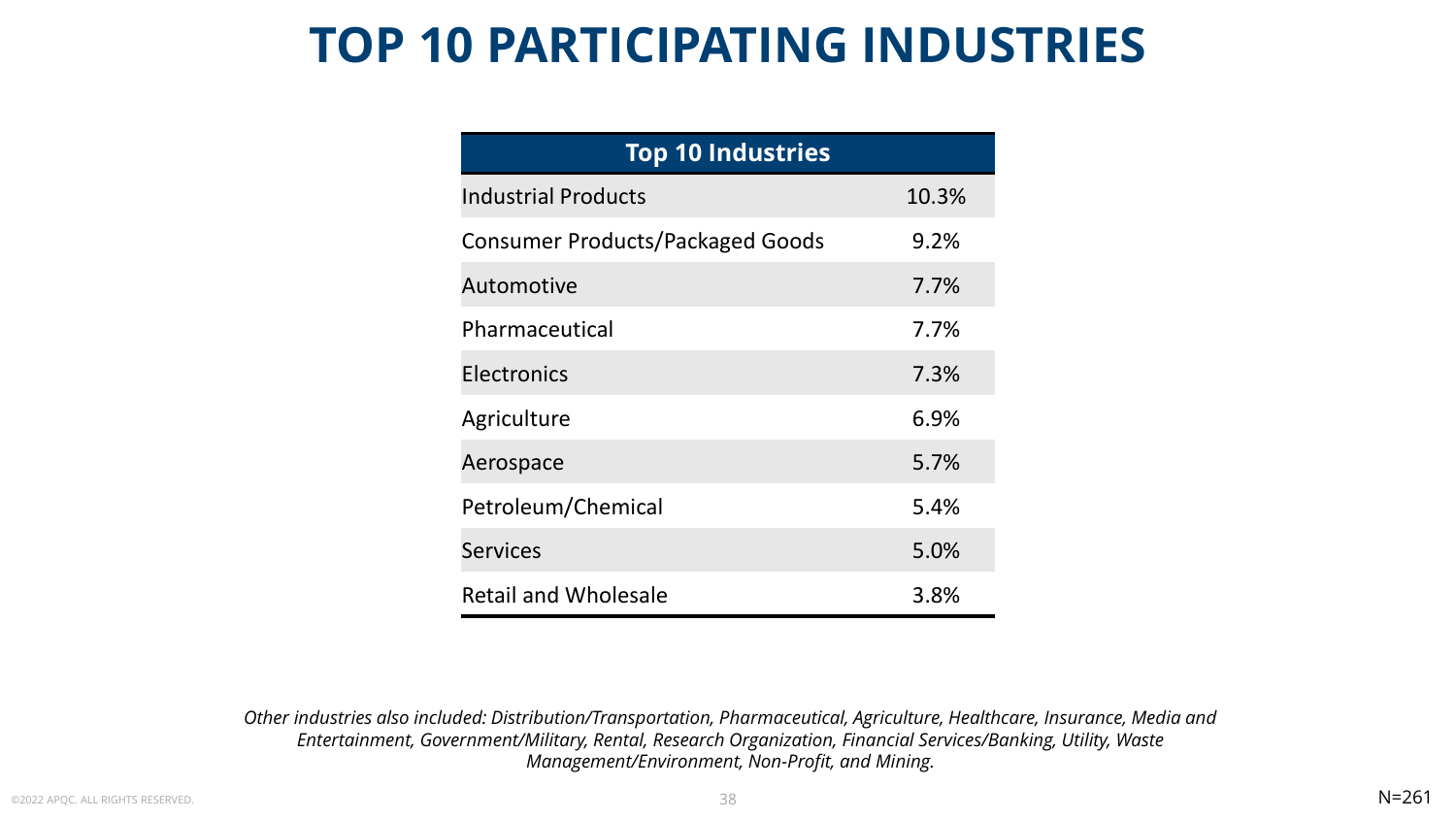# TOP 10 PARTICIPATING INDUSTRIES

| Top 10 Industries | |
|---|---|
| Industrial Products | 10.3% |
| Consumer Products/Packaged Goods | 9.2% |
| Automotive | 7.7% |
| Pharmaceutical | 7.7% |
| Electronics | 7.3% |
| Agriculture | 6.9% |
| Aerospace | 5.7% |
| Petroleum/Chemical | 5.4% |
| Services | 5.0% |
| Retail and Wholesale | 3.8% |

*Other industries also included: Distribution/Transportation, Pharmaceutical, Agriculture, Healthcare, Insurance, Media and Entertainment, Government/Military, Rental, Research Organization, Financial Services/Banking, Utility, Waste Management/Environment, Non-Profit, and Mining.*

N=261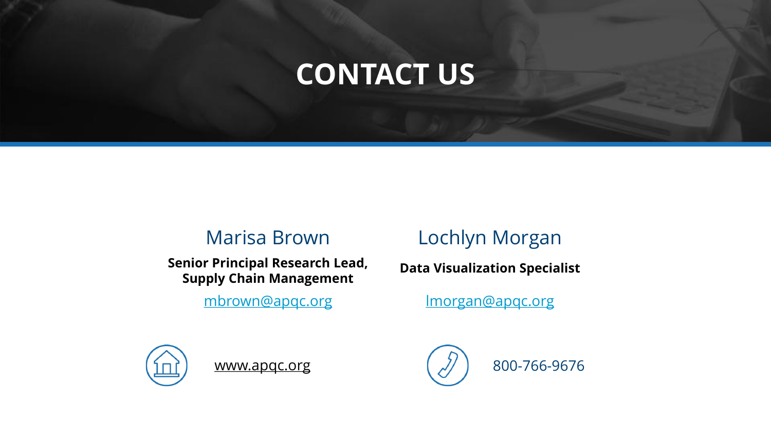# CONTACT US

## Marisa Brown

**Senior Principal Research Lead, Supply Chain Management**

mbrown@apqc.org

## Lochlyn Morgan

**Data Visualization Specialist**

lmorgan@apqc.org

www.apqc.org

800-766-9676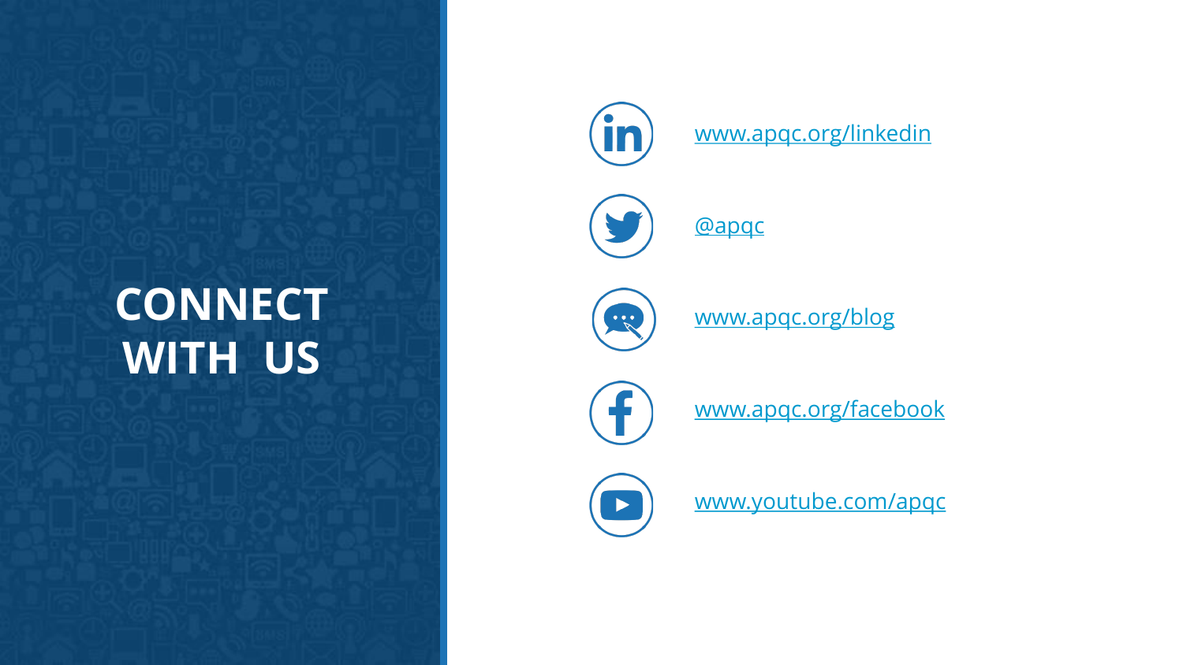# CONNECT WITH US

- www.apqc.org/linkedin
- @apqc
- www.apqc.org/blog
- www.apqc.org/facebook
- www.youtube.com/apqc